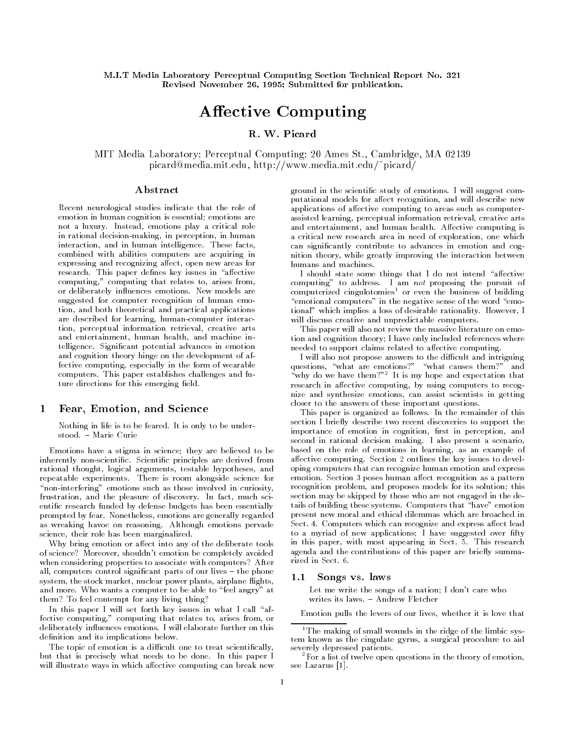M.I.T Media Laboratory Perceptual Computing Section Technical Report No. 321
Revised November 26, 1995; Submitted for publication.

# Affective Computing

**R. W. Picard**

MIT Media Laboratory; Perceptual Computing; 20 Ames St., Cambridge, MA 02139
picard@media.mit.edu, http://www.media.mit.edu/~picard/

## Abstract

Recent neurological studies indicate that the role of emotion in human cognition is essential; emotions are not a luxury. Instead, emotions play a critical role in rational decision-making, in perception, in human interaction, and in human intelligence. These facts, combined with abilities computers are acquiring in expressing and recognizing affect, open new areas for research. This paper defines key issues in "affective computing," computing that relates to, arises from, or deliberately influences emotions. New models are suggested for computer recognition of human emotion, and both theoretical and practical applications are described for learning, human-computer interaction, perceptual information retrieval, creative arts and entertainment, human health, and machine intelligence. Significant potential advances in emotion and cognition theory hinge on the development of affective computing, especially in the form of wearable computers. This paper establishes challenges and future directions for this emerging field.

## 1 Fear, Emotion, and Science

> Nothing in life is to be feared. It is only to be understood. – Marie Curie

Emotions have a stigma in science; they are believed to be inherently non-scientific. Scientific principles are derived from rational thought, logical arguments, testable hypotheses, and repeatable experiments. There is room alongside science for "non-interfering" emotions such as those involved in curiosity, frustration, and the pleasure of discovery. In fact, much scientific research funded by defense budgets has been essentially prompted by fear. Nonetheless, emotions are generally regarded as wreaking havoc on reasoning. Although emotions pervade science, their role has been marginalized.

Why bring emotion or affect into any of the deliberate tools of science? Moreover, shouldn't emotion be completely avoided when considering properties to associate with computers? After all, computers control significant parts of our lives – the phone system, the stock market, nuclear power plants, airplane flights, and more. Who wants a computer to be able to "feel angry" at them? To feel contempt for any living thing?

In this paper I will set forth key issues in what I call "affective computing," computing that relates to, arises from, or deliberately influences emotions. I will elaborate further on this definition and its implications below.

The topic of emotion is a difficult one to treat scientifically, but that is precisely what needs to be done. In this paper I will illustrate ways in which affective computing can break new ground in the scientific study of emotions. I will suggest computational models for affect recognition, and will describe new applications of affective computing to areas such as computer-assisted learning, perceptual information retrieval, creative arts and entertainment, and human health. Affective computing is a critical new research area in need of exploration, one which can significantly contribute to advances in emotion and cognition theory, while greatly improving the interaction between humans and machines.

I should state some things that I do not intend "affective computing" to address. I am *not* proposing the pursuit of computerized cingulotomies[1] or even the business of building "emotional computers" in the negative sense of the word "emotional" which implies a loss of desirable rationality. However, I will discuss creative and unpredictable computers.

This paper will also not review the massive literature on emotion and cognition theory; I have only included references where needed to support claims related to affective computing.

I will also not propose answers to the difficult and intriguing questions, "what are emotions?" "what causes them?" and "why do we have them?"[2] It is my hope and expectation that research in affective computing, by using computers to recognize and synthesize emotions, can assist scientists in getting closer to the answers of these important questions.

This paper is organized as follows. In the remainder of this section I briefly describe two recent discoveries to support the importance of emotion in cognition, first in perception, and second in rational decision making. I also present a scenario, based on the role of emotions in learning, as an example of affective computing. Section 2 outlines the key issues to developing computers that can recognize human emotion and express emotion. Section 3 poses human affect recognition as a pattern recognition problem, and proposes models for its solution; this section may be skipped by those who are not engaged in the details of building these systems. Computers that "have" emotion present new moral and ethical dilemmas which are broached in Sect. 4. Computers which can recognize and express affect lead to a myriad of new applications; I have suggested over fifty in this paper, with most appearing in Sect. 5. This research agenda and the contributions of this paper are briefly summarized in Sect. 6.

### 1.1 Songs vs. laws

> Let me write the songs of a nation; I don't care who writes its laws. – Andrew Fletcher

Emotion pulls the levers of our lives, whether it is love that

---

[1] The making of small wounds in the ridge of the limbic system known as the cingulate gyrus, a surgical procedure to aid severely depressed patients.

[2] For a list of twelve open questions in the theory of emotion, see Lazarus [1].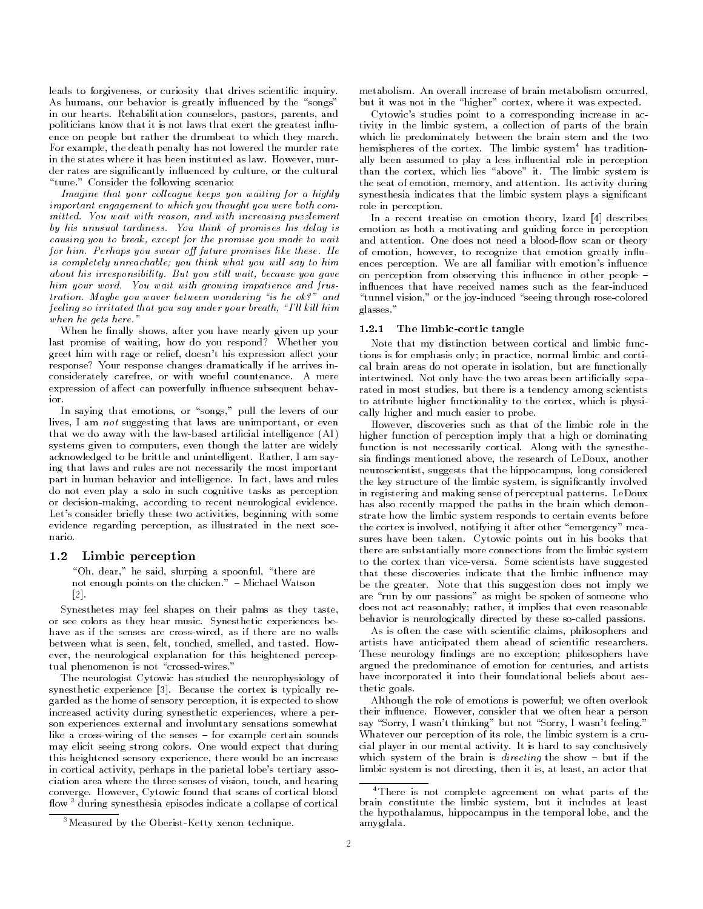leads to forgiveness, or curiosity that drives scientific inquiry. As humans, our behavior is greatly influenced by the "songs" in our hearts. Rehabilitation counselors, pastors, parents, and politicians know that it is not laws that exert the greatest influence on people but rather the drumbeat to which they march. For example, the death penalty has not lowered the murder rate in the states where it has been instituted as law. However, murder rates are significantly influenced by culture, or the cultural "tune." Consider the following scenario:

*Imagine that your colleague keeps you waiting for a highly important engagement to which you thought you were both committed. You wait with reason, and with increasing puzzlement by his unusual tardiness. You think of promises his delay is causing you to break, except for the promise you made to wait for him. Perhaps you swear off future promises like these. He is completely unreachable; you think what you will say to him about his irresponsibility. But you still wait, because you gave him your word. You wait with growing impatience and frustration. Maybe you waver between wondering "is he ok?" and feeling so irritated that you say under your breath, "I'll kill him when he gets here."*

When he finally shows, after you have nearly given up your last promise of waiting, how do you respond? Whether you greet him with rage or relief, doesn't his expression affect your response? Your response changes dramatically if he arrives inconsiderately carefree, or with woeful countenance. A mere expression of affect can powerfully influence subsequent behavior.

In saying that emotions, or "songs," pull the levers of our lives, I am *not* suggesting that laws are unimportant, or even that we do away with the law-based artificial intelligence (AI) systems given to computers, even though the latter are widely acknowledged to be brittle and unintelligent. Rather, I am saying that laws and rules are not necessarily the most important part in human behavior and intelligence. In fact, laws and rules do not even play a solo in such cognitive tasks as perception or decision-making, according to recent neurological evidence. Let's consider briefly these two activities, beginning with some evidence regarding perception, as illustrated in the next scenario.

## 1.2 Limbic perception

> "Oh, dear," he said, slurping a spoonful, "there are not enough points on the chicken." – Michael Watson [2].

Synesthetes may feel shapes on their palms as they taste, or see colors as they hear music. Synesthetic experiences behave as if the senses are cross-wired, as if there are no walls between what is seen, felt, touched, smelled, and tasted. However, the neurological explanation for this heightened perceptual phenomenon is not "crossed-wires."

The neurologist Cytowic has studied the neurophysiology of synesthetic experience [3]. Because the cortex is typically regarded as the home of sensory perception, it is expected to show increased activity during synesthetic experiences, where a person experiences external and involuntary sensations somewhat like a cross-wiring of the senses – for example certain sounds may elicit seeing strong colors. One would expect that during this heightened sensory experience, there would be an increase in cortical activity, perhaps in the parietal lobe's tertiary association area where the three senses of vision, touch, and hearing converge. However, Cytowic found that scans of cortical blood flow [3] during synesthesia episodes indicate a collapse of cortical metabolism. An overall increase of brain metabolism occurred, but it was not in the "higher" cortex, where it was expected.

Cytowic's studies point to a corresponding increase in activity in the limbic system, a collection of parts of the brain which lie predominately between the brain stem and the two hemispheres of the cortex. The limbic system[4] has traditionally been assumed to play a less influential role in perception than the cortex, which lies "above" it. The limbic system is the seat of emotion, memory, and attention. Its activity during synesthesia indicates that the limbic system plays a significant role in perception.

In a recent treatise on emotion theory, Izard [4] describes emotion as both a motivating and guiding force in perception and attention. One does not need a blood-flow scan or theory of emotion, however, to recognize that emotion greatly influences perception. We are all familiar with emotion's influence on perception from observing this influence in other people – influences that have received names such as the fear-induced "tunnel vision," or the joy-induced "seeing through rose-colored glasses."

### 1.2.1 The limbic-cortic tangle

Note that my distinction between cortical and limbic functions is for emphasis only; in practice, normal limbic and cortical brain areas do not operate in isolation, but are functionally intertwined. Not only have the two areas been artificially separated in most studies, but there is a tendency among scientists to attribute higher functionality to the cortex, which is physically higher and much easier to probe.

However, discoveries such as that of the limbic role in the higher function of perception imply that a high or dominating function is not necessarily cortical. Along with the synesthesia findings mentioned above, the research of LeDoux, another neuroscientist, suggests that the hippocampus, long considered the key structure of the limbic system, is significantly involved in registering and making sense of perceptual patterns. LeDoux has also recently mapped the paths in the brain which demonstrate how the limbic system responds to certain events before the cortex is involved, notifying it after other "emergency" measures have been taken. Cytowic points out in his books that there are substantially more connections from the limbic system to the cortex than vice-versa. Some scientists have suggested that these discoveries indicate that the limbic influence may be the greater. Note that this suggestion does not imply we are "run by our passions" as might be spoken of someone who does not act reasonably; rather, it implies that even reasonable behavior is neurologically directed by these so-called passions.

As is often the case with scientific claims, philosophers and artists have anticipated them ahead of scientific researchers. These neurology findings are no exception; philosophers have argued the predominance of emotion for centuries, and artists have incorporated it into their foundational beliefs about aesthetic goals.

Although the role of emotions is powerful; we often overlook their influence. However, consider that we often hear a person say "Sorry, I wasn't thinking" but not "Sorry, I wasn't feeling." Whatever our perception of its role, the limbic system is a crucial player in our mental activity. It is hard to say conclusively which system of the brain is *directing* the show – but if the limbic system is not directing, then it is, at least, an actor that

[3] Measured by the Oberist-Ketty xenon technique.

[4] There is not complete agreement on what parts of the brain constitute the limbic system, but it includes at least the hypothalamus, hippocampus in the temporal lobe, and the amygdala.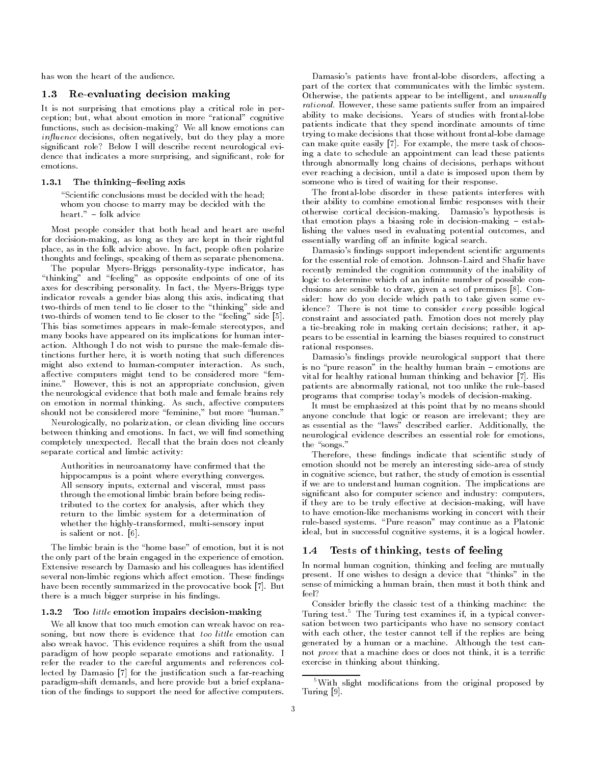has won the heart of the audience.

## 1.3 Re-evaluating decision making

It is not surprising that emotions play a critical role in perception; but, what about emotion in more "rational" cognitive functions, such as decision-making? We all know emotions can *influence* decisions, often negatively, but do they play a more significant role? Below I will describe recent neurological evidence that indicates a more surprising, and significant, role for emotions.

### 1.3.1 The thinking–feeling axis

> "Scientific conclusions must be decided with the head; whom you choose to marry may be decided with the heart." – folk advice

Most people consider that both head and heart are useful for decision-making, as long as they are kept in their rightful place, as in the folk advice above. In fact, people often polarize thoughts and feelings, speaking of them as separate phenomena.

The popular Myers-Briggs personality-type indicator, has "thinking" and "feeling" as opposite endpoints of one of its axes for describing personality. In fact, the Myers-Briggs type indicator reveals a gender bias along this axis, indicating that two-thirds of men tend to lie closer to the "thinking" side and two-thirds of women tend to lie closer to the "feeling" side [5]. This bias sometimes appears in male-female stereotypes, and many books have appeared on its implications for human interaction. Although I do not wish to pursue the male-female distinctions further here, it is worth noting that such differences might also extend to human-computer interaction. As such, affective computers might tend to be considered more "feminine." However, this is not an appropriate conclusion, given the neurological evidence that both male and female brains rely on emotion in normal thinking. As such, affective computers should not be considered more "feminine," but more "human."

Neurologically, no polarization, or clean dividing line occurs between thinking and emotions. In fact, we will find something completely unexpected. Recall that the brain does not cleanly separate cortical and limbic activity:

> Authorities in neuroanatomy have confirmed that the hippocampus is a point where everything converges. All sensory inputs, external and visceral, must pass through the emotional limbic brain before being redistributed to the cortex for analysis, after which they return to the limbic system for a determination of whether the highly-transformed, multi-sensory input is salient or not. [6].

The limbic brain is the "home base" of emotion, but it is not the only part of the brain engaged in the experience of emotion. Extensive research by Damasio and his colleagues has identified several non-limbic regions which affect emotion. These findings have been recently summarized in the provocative book [7]. But there is a much bigger surprise in his findings.

### 1.3.2 Too *little* emotion impairs decision-making

We all know that too much emotion can wreak havoc on reasoning, but now there is evidence that *too little* emotion can also wreak havoc. This evidence requires a shift from the usual paradigm of how people separate emotions and rationality. I refer the reader to the careful arguments and references collected by Damasio [7] for the justification such a far-reaching paradigm-shift demands, and here provide but a brief explanation of the findings to support the need for affective computers.

Damasio's patients have frontal-lobe disorders, affecting a part of the cortex that communicates with the limbic system. Otherwise, the patients appear to be intelligent, and *unusually rational*. However, these same patients suffer from an impaired ability to make decisions. Years of studies with frontal-lobe patients indicate that they spend inordinate amounts of time trying to make decisions that those without frontal-lobe damage can make quite easily [7]. For example, the mere task of choosing a date to schedule an appointment can lead these patients through abnormally long chains of decisions, perhaps without ever reaching a decision, until a date is imposed upon them by someone who is tired of waiting for their response.

The frontal-lobe disorder in these patients interferes with their ability to combine emotional limbic responses with their otherwise cortical decision-making. Damasio's hypothesis is that emotion plays a biasing role in decision-making – establishing the values used in evaluating potential outcomes, and essentially warding off an infinite logical search.

Damasio's findings support independent scientific arguments for the essential role of emotion. Johnson-Laird and Shafir have recently reminded the cognition community of the inability of logic to determine which of an infinite number of possible conclusions are sensible to draw, given a set of premises [8]. Consider: how do you decide which path to take given some evidence? There is not time to consider *every* possible logical constraint and associated path. Emotion does not merely play a tie-breaking role in making certain decisions; rather, it appears to be essential in learning the biases required to construct rational responses.

Damasio's findings provide neurological support that there is no "pure reason" in the healthy human brain – emotions are vital for healthy rational human thinking and behavior [7]. His patients are abnormally rational, not too unlike the rule-based programs that comprise today's models of decision-making.

It must be emphasized at this point that by no means should anyone conclude that logic or reason are irrelevant; they are as essential as the "laws" described earlier. Additionally, the neurological evidence describes an essential role for emotions, the "songs."

Therefore, these findings indicate that scientific study of emotion should not be merely an interesting side-area of study in cognitive science, but rather, the study of emotion is essential if we are to understand human cognition. The implications are significant also for computer science and industry: computers, if they are to be truly effective at decision-making, will have to have emotion-like mechanisms working in concert with their rule-based systems. "Pure reason" may continue as a Platonic ideal, but in successful cognitive systems, it is a logical howler.

## 1.4 Tests of thinking, tests of feeling

In normal human cognition, thinking and feeling are mutually present. If one wishes to design a device that "thinks" in the sense of mimicking a human brain, then must it both think and feel?

Consider briefly the classic test of a thinking machine: the Turing test.[5] The Turing test examines if, in a typical conversation between two participants who have no sensory contact with each other, the tester cannot tell if the replies are being generated by a human or a machine. Although the test cannot *prove* that a machine does or does not think, it is a terrific exercise in thinking about thinking.

[5] With slight modifications from the original proposed by Turing [9].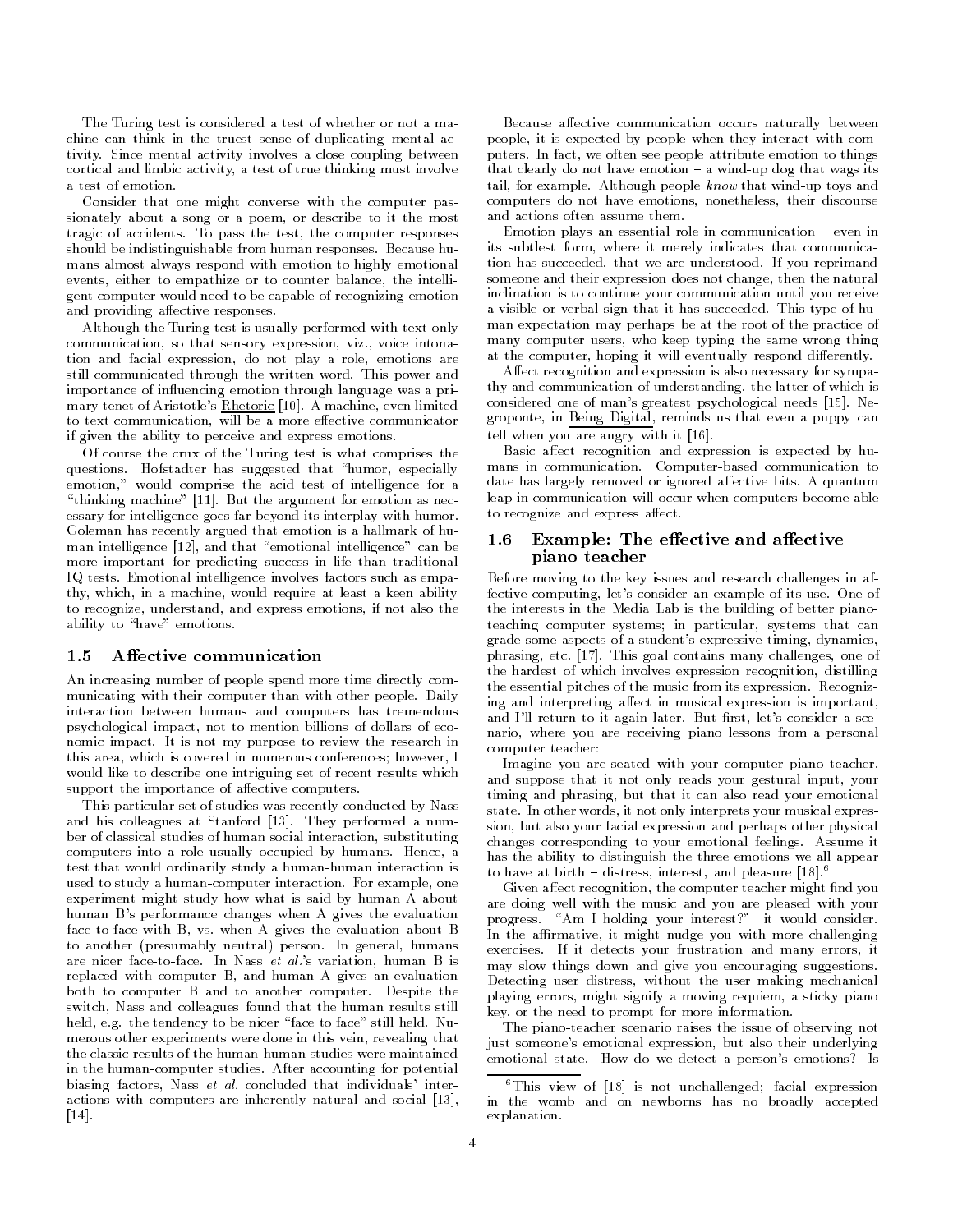The Turing test is considered a test of whether or not a machine can think in the truest sense of duplicating mental activity. Since mental activity involves a close coupling between cortical and limbic activity, a test of true thinking must involve a test of emotion.

Consider that one might converse with the computer passionately about a song or a poem, or describe to it the most tragic of accidents. To pass the test, the computer responses should be indistinguishable from human responses. Because humans almost always respond with emotion to highly emotional events, either to empathize or to counter balance, the intelligent computer would need to be capable of recognizing emotion and providing affective responses.

Although the Turing test is usually performed with text-only communication, so that sensory expression, viz., voice intonation and facial expression, do not play a role, emotions are still communicated through the written word. This power and importance of influencing emotion through language was a primary tenet of Aristotle's Rhetoric [10]. A machine, even limited to text communication, will be a more effective communicator if given the ability to perceive and express emotions.

Of course the crux of the Turing test is what comprises the questions. Hofstadter has suggested that "humor, especially emotion," would comprise the acid test of intelligence for a "thinking machine" [11]. But the argument for emotion as necessary for intelligence goes far beyond its interplay with humor. Goleman has recently argued that emotion is a hallmark of human intelligence [12], and that "emotional intelligence" can be more important for predicting success in life than traditional IQ tests. Emotional intelligence involves factors such as empathy, which, in a machine, would require at least a keen ability to recognize, understand, and express emotions, if not also the ability to "have" emotions.

### 1.5 Affective communication

An increasing number of people spend more time directly communicating with their computer than with other people. Daily interaction between humans and computers has tremendous psychological impact, not to mention billions of dollars of economic impact. It is not my purpose to review the research in this area, which is covered in numerous conferences; however, I would like to describe one intriguing set of recent results which support the importance of affective computers.

This particular set of studies was recently conducted by Nass and his colleagues at Stanford [13]. They performed a number of classical studies of human social interaction, substituting computers into a role usually occupied by humans. Hence, a test that would ordinarily study a human-human interaction is used to study a human-computer interaction. For example, one experiment might study how what is said by human A about human B's performance changes when A gives the evaluation face-to-face with B, vs. when A gives the evaluation about B to another (presumably neutral) person. In general, humans are nicer face-to-face. In Nass *et al.*'s variation, human B is replaced with computer B, and human A gives an evaluation both to computer B and to another computer. Despite the switch, Nass and colleagues found that the human results still held, e.g. the tendency to be nicer "face to face" still held. Numerous other experiments were done in this vein, revealing that the classic results of the human-human studies were maintained in the human-computer studies. After accounting for potential biasing factors, Nass *et al.* concluded that individuals' interactions with computers are inherently natural and social [13], [14].

Because affective communication occurs naturally between people, it is expected by people when they interact with computers. In fact, we often see people attribute emotion to things that clearly do not have emotion – a wind-up dog that wags its tail, for example. Although people *know* that wind-up toys and computers do not have emotions, nonetheless, their discourse and actions often assume them.

Emotion plays an essential role in communication – even in its subtlest form, where it merely indicates that communication has succeeded, that we are understood. If you reprimand someone and their expression does not change, then the natural inclination is to continue your communication until you receive a visible or verbal sign that it has succeeded. This type of human expectation may perhaps be at the root of the practice of many computer users, who keep typing the same wrong thing at the computer, hoping it will eventually respond differently.

Affect recognition and expression is also necessary for sympathy and communication of understanding, the latter of which is considered one of man's greatest psychological needs [15]. Negroponte, in Being Digital, reminds us that even a puppy can tell when you are angry with it [16].

Basic affect recognition and expression is expected by humans in communication. Computer-based communication to date has largely removed or ignored affective bits. A quantum leap in communication will occur when computers become able to recognize and express affect.

### 1.6 Example: The effective and affective piano teacher

Before moving to the key issues and research challenges in affective computing, let's consider an example of its use. One of the interests in the Media Lab is the building of better piano-teaching computer systems; in particular, systems that can grade some aspects of a student's expressive timing, dynamics, phrasing, etc. [17]. This goal contains many challenges, one of the hardest of which involves expression recognition, distilling the essential pitches of the music from its expression. Recognizing and interpreting affect in musical expression is important, and I'll return to it again later. But first, let's consider a scenario, where you are receiving piano lessons from a personal computer teacher:

Imagine you are seated with your computer piano teacher, and suppose that it not only reads your gestural input, your timing and phrasing, but that it can also read your emotional state. In other words, it not only interprets your musical expression, but also your facial expression and perhaps other physical changes corresponding to your emotional feelings. Assume it has the ability to distinguish the three emotions we all appear to have at birth – distress, interest, and pleasure [18].[6]

Given affect recognition, the computer teacher might find you are doing well with the music and you are pleased with your progress. "Am I holding your interest?" it would consider. In the affirmative, it might nudge you with more challenging exercises. If it detects your frustration and many errors, it may slow things down and give you encouraging suggestions. Detecting user distress, without the user making mechanical playing errors, might signify a moving requiem, a sticky piano key, or the need to prompt for more information.

The piano-teacher scenario raises the issue of observing not just someone's emotional expression, but also their underlying emotional state. How do we detect a person's emotions? Is

---

[6] This view of [18] is not unchallenged; facial expression in the womb and on newborns has no broadly accepted explanation.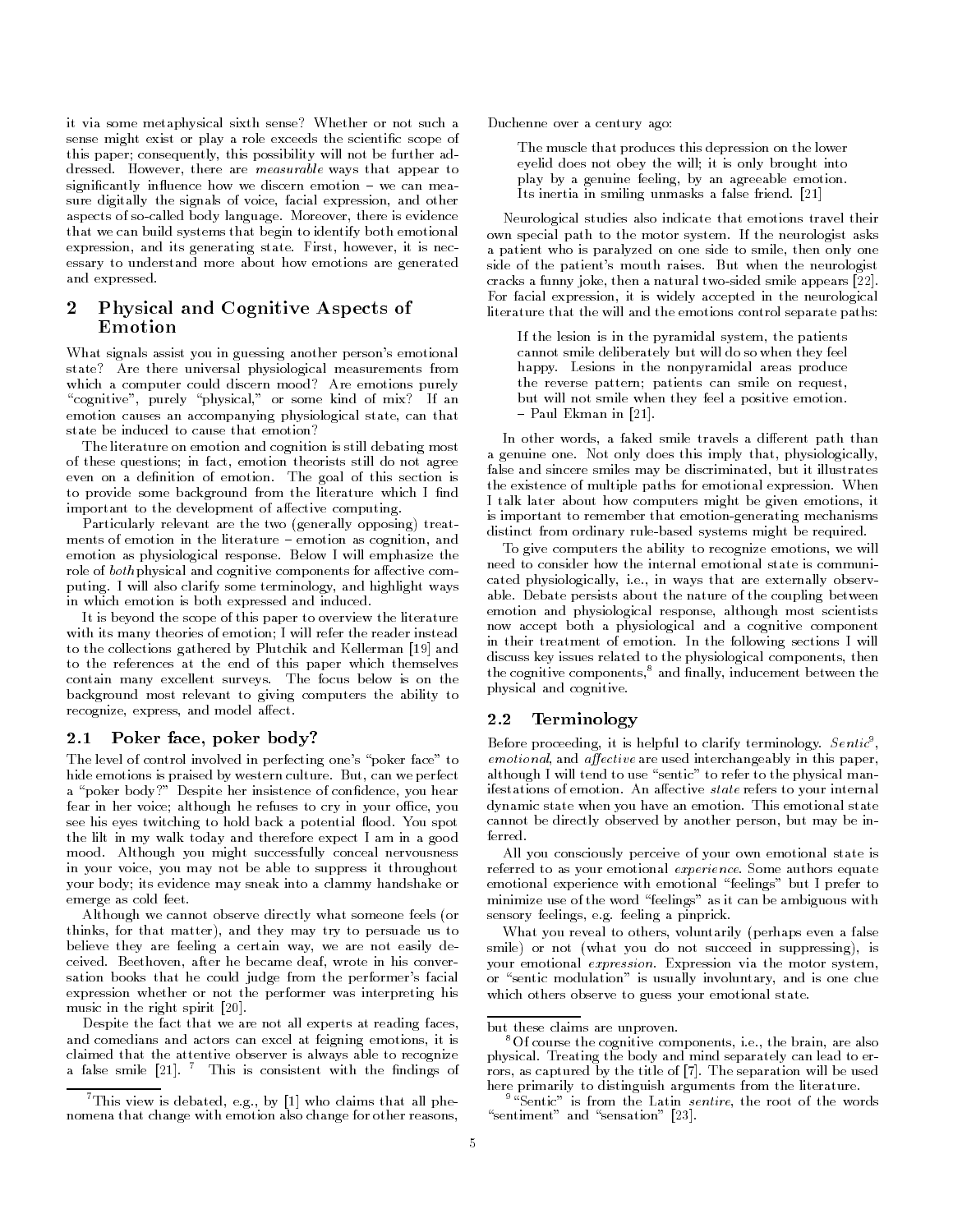it via some metaphysical sixth sense? Whether or not such a sense might exist or play a role exceeds the scientific scope of this paper; consequently, this possibility will not be further addressed. However, there are *measurable* ways that appear to significantly influence how we discern emotion – we can measure digitally the signals of voice, facial expression, and other aspects of so-called body language. Moreover, there is evidence that we can build systems that begin to identify both emotional expression, and its generating state. First, however, it is necessary to understand more about how emotions are generated and expressed.

## 2 Physical and Cognitive Aspects of Emotion

What signals assist you in guessing another person's emotional state? Are there universal physiological measurements from which a computer could discern mood? Are emotions purely "cognitive", purely "physical," or some kind of mix? If an emotion causes an accompanying physiological state, can that state be induced to cause that emotion?

The literature on emotion and cognition is still debating most of these questions; in fact, emotion theorists still do not agree even on a definition of emotion. The goal of this section is to provide some background from the literature which I find important to the development of affective computing.

Particularly relevant are the two (generally opposing) treatments of emotion in the literature – emotion as cognition, and emotion as physiological response. Below I will emphasize the role of *both* physical and cognitive components for affective computing. I will also clarify some terminology, and highlight ways in which emotion is both expressed and induced.

It is beyond the scope of this paper to overview the literature with its many theories of emotion; I will refer the reader instead to the collections gathered by Plutchik and Kellerman [19] and to the references at the end of this paper which themselves contain many excellent surveys. The focus below is on the background most relevant to giving computers the ability to recognize, express, and model affect.

### 2.1 Poker face, poker body?

The level of control involved in perfecting one's "poker face" to hide emotions is praised by western culture. But, can we perfect a "poker body?" Despite her insistence of confidence, you hear fear in her voice; although he refuses to cry in your office, you see his eyes twitching to hold back a potential flood. You spot the lilt in my walk today and therefore expect I am in a good mood. Although you might successfully conceal nervousness in your voice, you may not be able to suppress it throughout your body; its evidence may sneak into a clammy handshake or emerge as cold feet.

Although we cannot observe directly what someone feels (or thinks, for that matter), and they may try to persuade us to believe they are feeling a certain way, we are not easily deceived. Beethoven, after he became deaf, wrote in his conversation books that he could judge from the performer's facial expression whether or not the performer was interpreting his music in the right spirit [20].

Despite the fact that we are not all experts at reading faces, and comedians and actors can excel at feigning emotions, it is claimed that the attentive observer is always able to recognize a false smile [21]. [7] This is consistent with the findings of Duchenne over a century ago:

> The muscle that produces this depression on the lower eyelid does not obey the will; it is only brought into play by a genuine feeling, by an agreeable emotion. Its inertia in smiling unmasks a false friend. [21]

Neurological studies also indicate that emotions travel their own special path to the motor system. If the neurologist asks a patient who is paralyzed on one side to smile, then only one side of the patient's mouth raises. But when the neurologist cracks a funny joke, then a natural two-sided smile appears [22]. For facial expression, it is widely accepted in the neurological literature that the will and the emotions control separate paths:

> If the lesion is in the pyramidal system, the patients cannot smile deliberately but will do so when they feel happy. Lesions in the nonpyramidal areas produce the reverse pattern; patients can smile on request, but will not smile when they feel a positive emotion.
> – Paul Ekman in [21].

In other words, a faked smile travels a different path than a genuine one. Not only does this imply that, physiologically, false and sincere smiles may be discriminated, but it illustrates the existence of multiple paths for emotional expression. When I talk later about how computers might be given emotions, it is important to remember that emotion-generating mechanisms distinct from ordinary rule-based systems might be required.

To give computers the ability to recognize emotions, we will need to consider how the internal emotional state is communicated physiologically, i.e., in ways that are externally observable. Debate persists about the nature of the coupling between emotion and physiological response, although most scientists now accept both a physiological and a cognitive component in their treatment of emotion. In the following sections I will discuss key issues related to the physiological components, then the cognitive components,[8] and finally, inducement between the physical and cognitive.

### 2.2 Terminology

Before proceeding, it is helpful to clarify terminology. *Sentic*[9], *emotional*, and *affective* are used interchangeably in this paper, although I will tend to use "sentic" to refer to the physical manifestations of emotion. An affective *state* refers to your internal dynamic state when you have an emotion. This emotional state cannot be directly observed by another person, but may be inferred.

All you consciously perceive of your own emotional state is referred to as your emotional *experience*. Some authors equate emotional experience with emotional "feelings" but I prefer to minimize use of the word "feelings" as it can be ambiguous with sensory feelings, e.g. feeling a pinprick.

What you reveal to others, voluntarily (perhaps even a false smile) or not (what you do not succeed in suppressing), is your emotional *expression*. Expression via the motor system, or "sentic modulation" is usually involuntary, and is one clue which others observe to guess your emotional state.

---

[7] This view is debated, e.g., by [1] who claims that all phenomena that change with emotion also change for other reasons, but these claims are unproven.

[8] Of course the cognitive components, i.e., the brain, are also physical. Treating the body and mind separately can lead to errors, as captured by the title of [7]. The separation will be used here primarily to distinguish arguments from the literature.

[9] "Sentic" is from the Latin *sentire*, the root of the words "sentiment" and "sensation" [23].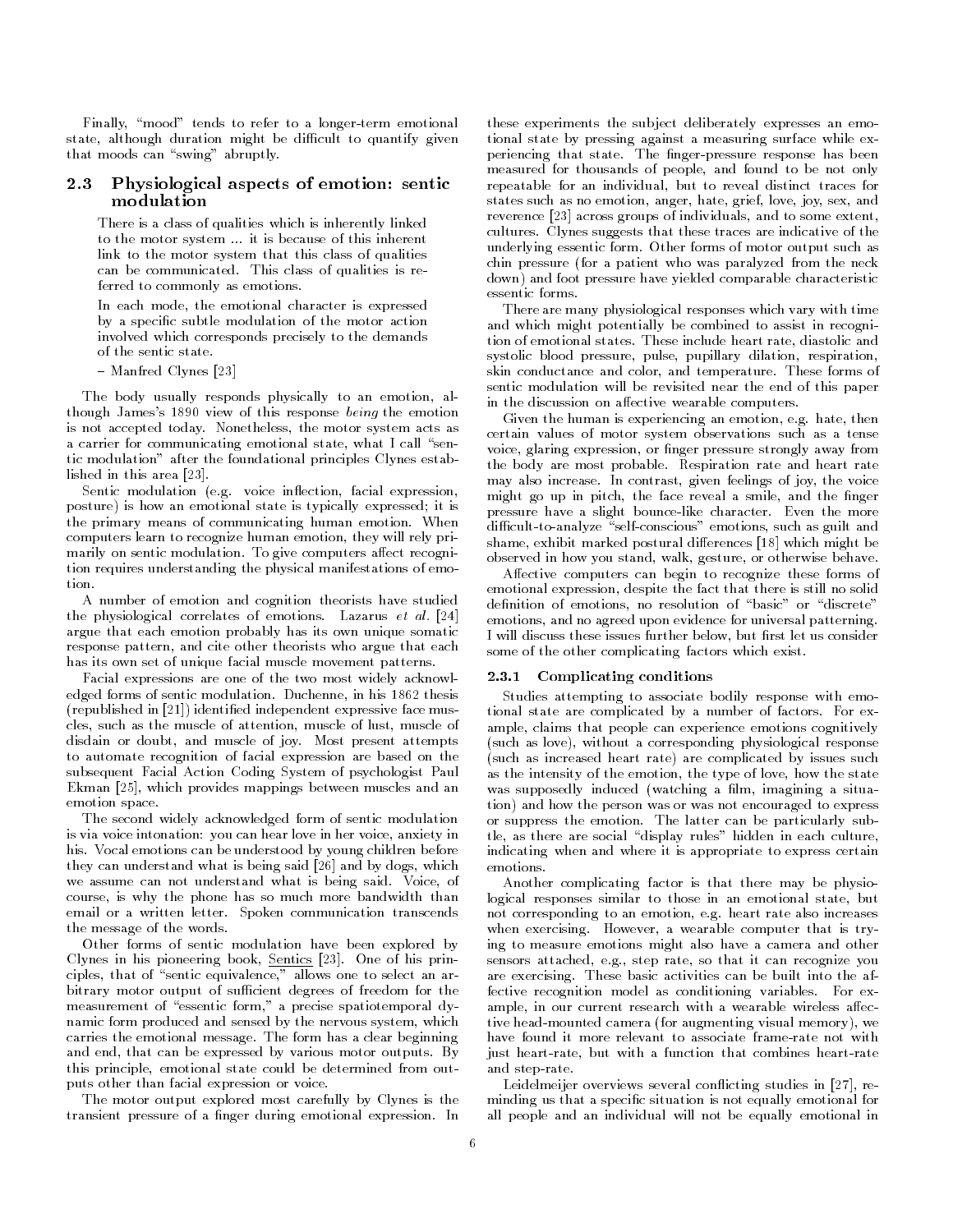Finally, "mood" tends to refer to a longer-term emotional state, although duration might be difficult to quantify given that moods can "swing" abruptly.

## 2.3 Physiological aspects of emotion: sentic modulation

> There is a class of qualities which is inherently linked to the motor system ... it is because of this inherent link to the motor system that this class of qualities can be communicated. This class of qualities is referred to commonly as emotions.
>
> In each mode, the emotional character is expressed by a specific subtle modulation of the motor action involved which corresponds precisely to the demands of the sentic state.
>
> – Manfred Clynes [23]

The body usually responds physically to an emotion, although James's 1890 view of this response *being* the emotion is not accepted today. Nonetheless, the motor system acts as a carrier for communicating emotional state, what I call "sentic modulation" after the foundational principles Clynes established in this area [23].

Sentic modulation (e.g. voice inflection, facial expression, posture) is how an emotional state is typically expressed; it is the primary means of communicating human emotion. When computers learn to recognize human emotion, they will rely primarily on sentic modulation. To give computers affect recognition requires understanding the physical manifestations of emotion.

A number of emotion and cognition theorists have studied the physiological correlates of emotions. Lazarus *et al.* [24] argue that each emotion probably has its own unique somatic response pattern, and cite other theorists who argue that each has its own set of unique facial muscle movement patterns.

Facial expressions are one of the two most widely acknowledged forms of sentic modulation. Duchenne, in his 1862 thesis (republished in [21]) identified independent expressive face muscles, such as the muscle of attention, muscle of lust, muscle of disdain or doubt, and muscle of joy. Most present attempts to automate recognition of facial expression are based on the subsequent Facial Action Coding System of psychologist Paul Ekman [25], which provides mappings between muscles and an emotion space.

The second widely acknowledged form of sentic modulation is via voice intonation: you can hear love in her voice, anxiety in his. Vocal emotions can be understood by young children before they can understand what is being said [26] and by dogs, which we assume can not understand what is being said. Voice, of course, is why the phone has so much more bandwidth than email or a written letter. Spoken communication transcends the message of the words.

Other forms of sentic modulation have been explored by Clynes in his pioneering book, Sentics [23]. One of his principles, that of "sentic equivalence," allows one to select an arbitrary motor output of sufficient degrees of freedom for the measurement of "essentic form," a precise spatiotemporal dynamic form produced and sensed by the nervous system, which carries the emotional message. The form has a clear beginning and end, that can be expressed by various motor outputs. By this principle, emotional state could be determined from outputs other than facial expression or voice.

The motor output explored most carefully by Clynes is the transient pressure of a finger during emotional expression. In these experiments the subject deliberately expresses an emotional state by pressing against a measuring surface while experiencing that state. The finger-pressure response has been measured for thousands of people, and found to be not only repeatable for an individual, but to reveal distinct traces for states such as no emotion, anger, hate, grief, love, joy, sex, and reverence [23] across groups of individuals, and to some extent, cultures. Clynes suggests that these traces are indicative of the underlying essentic form. Other forms of motor output such as chin pressure (for a patient who was paralyzed from the neck down) and foot pressure have yielded comparable characteristic essentic forms.

There are many physiological responses which vary with time and which might potentially be combined to assist in recognition of emotional states. These include heart rate, diastolic and systolic blood pressure, pulse, pupillary dilation, respiration, skin conductance and color, and temperature. These forms of sentic modulation will be revisited near the end of this paper in the discussion on affective wearable computers.

Given the human is experiencing an emotion, e.g. hate, then certain values of motor system observations such as a tense voice, glaring expression, or finger pressure strongly away from the body are most probable. Respiration rate and heart rate may also increase. In contrast, given feelings of joy, the voice might go up in pitch, the face reveal a smile, and the finger pressure have a slight bounce-like character. Even the more difficult-to-analyze "self-conscious" emotions, such as guilt and shame, exhibit marked postural differences [18] which might be observed in how you stand, walk, gesture, or otherwise behave.

Affective computers can begin to recognize these forms of emotional expression, despite the fact that there is still no solid definition of emotions, no resolution of "basic" or "discrete" emotions, and no agreed upon evidence for universal patterning. I will discuss these issues further below, but first let us consider some of the other complicating factors which exist.

### 2.3.1 Complicating conditions

Studies attempting to associate bodily response with emotional state are complicated by a number of factors. For example, claims that people can experience emotions cognitively (such as love), without a corresponding physiological response (such as increased heart rate) are complicated by issues such as the intensity of the emotion, the type of love, how the state was supposedly induced (watching a film, imagining a situation) and how the person was or was not encouraged to express or suppress the emotion. The latter can be particularly subtle, as there are social "display rules" hidden in each culture, indicating when and where it is appropriate to express certain emotions.

Another complicating factor is that there may be physiological responses similar to those in an emotional state, but not corresponding to an emotion, e.g. heart rate also increases when exercising. However, a wearable computer that is trying to measure emotions might also have a camera and other sensors attached, e.g., step rate, so that it can recognize you are exercising. These basic activities can be built into the affective recognition model as conditioning variables. For example, in our current research with a wearable wireless affective head-mounted camera (for augmenting visual memory), we have found it more relevant to associate frame-rate not with just heart-rate, but with a function that combines heart-rate and step-rate.

Leidelmeijer overviews several conflicting studies in [27], reminding us that a specific situation is not equally emotional for all people and an individual will not be equally emotional in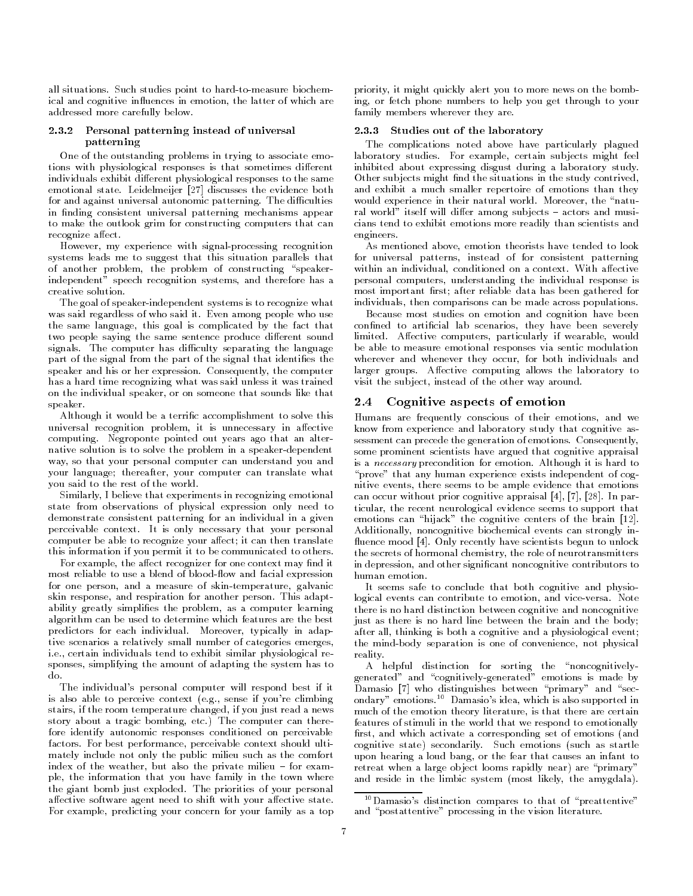all situations. Such studies point to hard-to-measure biochemical and cognitive influences in emotion, the latter of which are addressed more carefully below.

#### 2.3.2 Personal patterning instead of universal patterning

One of the outstanding problems in trying to associate emotions with physiological responses is that sometimes different individuals exhibit different physiological responses to the same emotional state. Leidelmeijer [27] discusses the evidence both for and against universal autonomic patterning. The difficulties in finding consistent universal patterning mechanisms appear to make the outlook grim for constructing computers that can recognize affect.

However, my experience with signal-processing recognition systems leads me to suggest that this situation parallels that of another problem, the problem of constructing "speaker-independent" speech recognition systems, and therefore has a creative solution.

The goal of speaker-independent systems is to recognize what was said regardless of who said it. Even among people who use the same language, this goal is complicated by the fact that two people saying the same sentence produce different sound signals. The computer has difficulty separating the language part of the signal from the part of the signal that identifies the speaker and his or her expression. Consequently, the computer has a hard time recognizing what was said unless it was trained on the individual speaker, or on someone that sounds like that speaker.

Although it would be a terrific accomplishment to solve this universal recognition problem, it is unnecessary in affective computing. Negroponte pointed out years ago that an alternative solution is to solve the problem in a speaker-dependent way, so that your personal computer can understand you and your language; thereafter, your computer can translate what you said to the rest of the world.

Similarly, I believe that experiments in recognizing emotional state from observations of physical expression only need to demonstrate consistent patterning for an individual in a given perceivable context. It is only necessary that your personal computer be able to recognize your affect; it can then translate this information if you permit it to be communicated to others.

For example, the affect recognizer for one context may find it most reliable to use a blend of blood-flow and facial expression for one person, and a measure of skin-temperature, galvanic skin response, and respiration for another person. This adaptability greatly simplifies the problem, as a computer learning algorithm can be used to determine which features are the best predictors for each individual. Moreover, typically in adaptive scenarios a relatively small number of categories emerges, i.e., certain individuals tend to exhibit similar physiological responses, simplifying the amount of adapting the system has to do.

The individual's personal computer will respond best if it is also able to perceive context (e.g., sense if you're climbing stairs, if the room temperature changed, if you just read a news story about a tragic bombing, etc.) The computer can therefore identify autonomic responses conditioned on perceivable factors. For best performance, perceivable context should ultimately include not only the public milieu such as the comfort index of the weather, but also the private milieu – for example, the information that you have family in the town where the giant bomb just exploded. The priorities of your personal affective software agent need to shift with your affective state. For example, predicting your concern for your family as a top priority, it might quickly alert you to more news on the bombing, or fetch phone numbers to help you get through to your family members wherever they are.

#### 2.3.3 Studies out of the laboratory

The complications noted above have particularly plagued laboratory studies. For example, certain subjects might feel inhibited about expressing disgust during a laboratory study. Other subjects might find the situations in the study contrived, and exhibit a much smaller repertoire of emotions than they would experience in their natural world. Moreover, the "natural world" itself will differ among subjects – actors and musicians tend to exhibit emotions more readily than scientists and engineers.

As mentioned above, emotion theorists have tended to look for universal patterns, instead of for consistent patterning within an individual, conditioned on a context. With affective personal computers, understanding the individual response is most important first; after reliable data has been gathered for individuals, then comparisons can be made across populations.

Because most studies on emotion and cognition have been confined to artificial lab scenarios, they have been severely limited. Affective computers, particularly if wearable, would be able to measure emotional responses via sentic modulation wherever and whenever they occur, for both individuals and larger groups. Affective computing allows the laboratory to visit the subject, instead of the other way around.

### 2.4 Cognitive aspects of emotion

Humans are frequently conscious of their emotions, and we know from experience and laboratory study that cognitive assessment can precede the generation of emotions. Consequently, some prominent scientists have argued that cognitive appraisal is a *necessary* precondition for emotion. Although it is hard to "prove" that any human experience exists independent of cognitive events, there seems to be ample evidence that emotions can occur without prior cognitive appraisal [4], [7], [28]. In particular, the recent neurological evidence seems to support that emotions can "hijack" the cognitive centers of the brain [12]. Additionally, noncognitive biochemical events can strongly influence mood [4]. Only recently have scientists begun to unlock the secrets of hormonal chemistry, the role of neurotransmitters in depression, and other significant noncognitive contributors to human emotion.

It seems safe to conclude that both cognitive and physiological events can contribute to emotion, and vice-versa. Note there is no hard distinction between cognitive and noncognitive just as there is no hard line between the brain and the body; after all, thinking is both a cognitive and a physiological event; the mind-body separation is one of convenience, not physical reality.

A helpful distinction for sorting the "noncognitively-generated" and "cognitively-generated" emotions is made by Damasio [7] who distinguishes between "primary" and "secondary" emotions.[10] Damasio's idea, which is also supported in much of the emotion theory literature, is that there are certain features of stimuli in the world that we respond to emotionally first, and which activate a corresponding set of emotions (and cognitive state) secondarily. Such emotions (such as startle upon hearing a loud bang, or the fear that causes an infant to retreat when a large object looms rapidly near) are "primary" and reside in the limbic system (most likely, the amygdala).

[10] Damasio's distinction compares to that of "preattentive" and "postattentive" processing in the vision literature.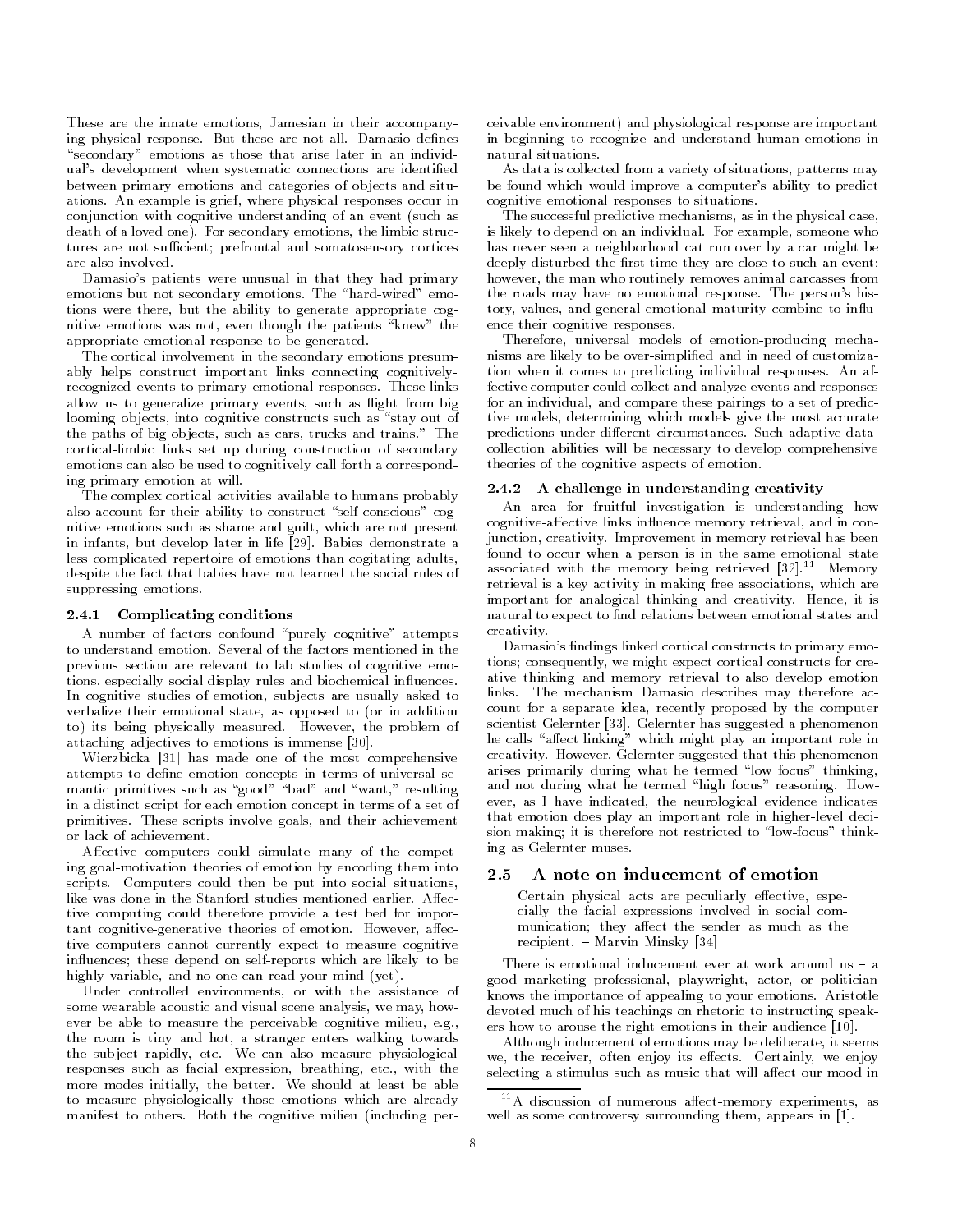These are the innate emotions, Jamesian in their accompanying physical response. But these are not all. Damasio defines "secondary" emotions as those that arise later in an individual's development when systematic connections are identified between primary emotions and categories of objects and situations. An example is grief, where physical responses occur in conjunction with cognitive understanding of an event (such as death of a loved one). For secondary emotions, the limbic structures are not sufficient; prefrontal and somatosensory cortices are also involved.

Damasio's patients were unusual in that they had primary emotions but not secondary emotions. The "hard-wired" emotions were there, but the ability to generate appropriate cognitive emotions was not, even though the patients "knew" the appropriate emotional response to be generated.

The cortical involvement in the secondary emotions presumably helps construct important links connecting cognitively-recognized events to primary emotional responses. These links allow us to generalize primary events, such as flight from big looming objects, into cognitive constructs such as "stay out of the paths of big objects, such as cars, trucks and trains." The cortical-limbic links set up during construction of secondary emotions can also be used to cognitively call forth a corresponding primary emotion at will.

The complex cortical activities available to humans probably also account for their ability to construct "self-conscious" cognitive emotions such as shame and guilt, which are not present in infants, but develop later in life [29]. Babies demonstrate a less complicated repertoire of emotions than cogitating adults, despite the fact that babies have not learned the social rules of suppressing emotions.

### 2.4.1 Complicating conditions

A number of factors confound "purely cognitive" attempts to understand emotion. Several of the factors mentioned in the previous section are relevant to lab studies of cognitive emotions, especially social display rules and biochemical influences. In cognitive studies of emotion, subjects are usually asked to verbalize their emotional state, as opposed to (or in addition to) its being physically measured. However, the problem of attaching adjectives to emotions is immense [30].

Wierzbicka [31] has made one of the most comprehensive attempts to define emotion concepts in terms of universal semantic primitives such as "good" "bad" and "want," resulting in a distinct script for each emotion concept in terms of a set of primitives. These scripts involve goals, and their achievement or lack of achievement.

Affective computers could simulate many of the competing goal-motivation theories of emotion by encoding them into scripts. Computers could then be put into social situations, like was done in the Stanford studies mentioned earlier. Affective computing could therefore provide a test bed for important cognitive-generative theories of emotion. However, affective computers cannot currently expect to measure cognitive influences; these depend on self-reports which are likely to be highly variable, and no one can read your mind (yet).

Under controlled environments, or with the assistance of some wearable acoustic and visual scene analysis, we may, however be able to measure the perceivable cognitive milieu, e.g., the room is tiny and hot, a stranger enters walking towards the subject rapidly, etc. We can also measure physiological responses such as facial expression, breathing, etc., with the more modes initially, the better. We should at least be able to measure physiologically those emotions which are already manifest to others. Both the cognitive milieu (including perceivable environment) and physiological response are important in beginning to recognize and understand human emotions in natural situations.

As data is collected from a variety of situations, patterns may be found which would improve a computer's ability to predict cognitive emotional responses to situations.

The successful predictive mechanisms, as in the physical case, is likely to depend on an individual. For example, someone who has never seen a neighborhood cat run over by a car might be deeply disturbed the first time they are close to such an event; however, the man who routinely removes animal carcasses from the roads may have no emotional response. The person's history, values, and general emotional maturity combine to influence their cognitive responses.

Therefore, universal models of emotion-producing mechanisms are likely to be over-simplified and in need of customization when it comes to predicting individual responses. An affective computer could collect and analyze events and responses for an individual, and compare these pairings to a set of predictive models, determining which models give the most accurate predictions under different circumstances. Such adaptive data-collection abilities will be necessary to develop comprehensive theories of the cognitive aspects of emotion.

### 2.4.2 A challenge in understanding creativity

An area for fruitful investigation is understanding how cognitive-affective links influence memory retrieval, and in conjunction, creativity. Improvement in memory retrieval has been found to occur when a person is in the same emotional state associated with the memory being retrieved [32].[11] Memory retrieval is a key activity in making free associations, which are important for analogical thinking and creativity. Hence, it is natural to expect to find relations between emotional states and creativity.

Damasio's findings linked cortical constructs to primary emotions; consequently, we might expect cortical constructs for creative thinking and memory retrieval to also develop emotion links. The mechanism Damasio describes may therefore account for a separate idea, recently proposed by the computer scientist Gelernter [33]. Gelernter has suggested a phenomenon he calls "affect linking" which might play an important role in creativity. However, Gelernter suggested that this phenomenon arises primarily during what he termed "low focus" thinking, and not during what he termed "high focus" reasoning. However, as I have indicated, the neurological evidence indicates that emotion does play an important role in higher-level decision making; it is therefore not restricted to "low-focus" thinking as Gelernter muses.

## 2.5 A note on inducement of emotion

> Certain physical acts are peculiarly effective, especially the facial expressions involved in social communication; they affect the sender as much as the recipient. – Marvin Minsky [34]

There is emotional inducement ever at work around us – a good marketing professional, playwright, actor, or politician knows the importance of appealing to your emotions. Aristotle devoted much of his teachings on rhetoric to instructing speakers how to arouse the right emotions in their audience [10].

Although inducement of emotions may be deliberate, it seems we, the receiver, often enjoy its effects. Certainly, we enjoy selecting a stimulus such as music that will affect our mood in

[11] A discussion of numerous affect-memory experiments, as well as some controversy surrounding them, appears in [1].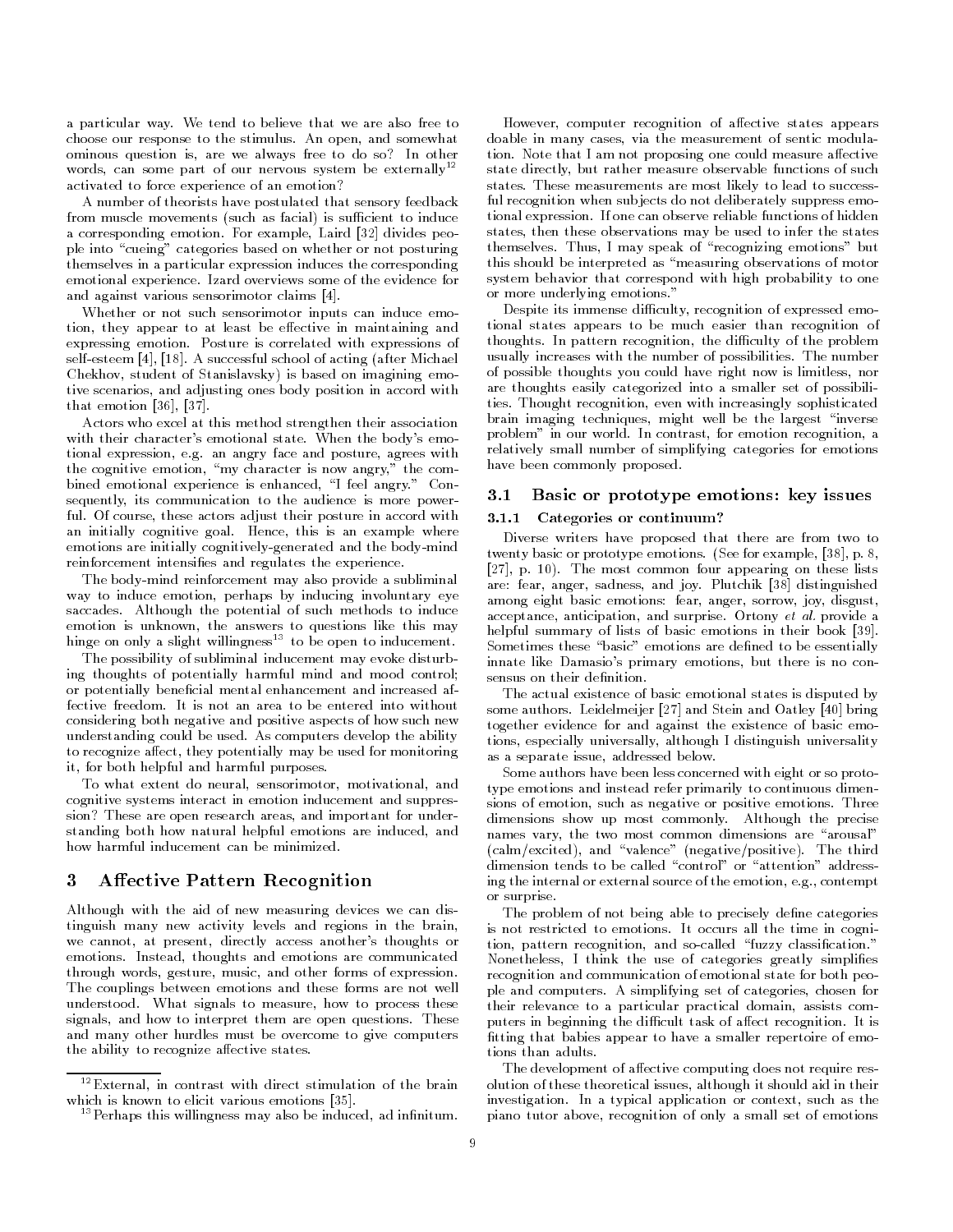a particular way. We tend to believe that we are also free to choose our response to the stimulus. An open, and somewhat ominous question is, are we always free to do so? In other words, can some part of our nervous system be externally[12] activated to force experience of an emotion?

A number of theorists have postulated that sensory feedback from muscle movements (such as facial) is sufficient to induce a corresponding emotion. For example, Laird [32] divides people into "cueing" categories based on whether or not posturing themselves in a particular expression induces the corresponding emotional experience. Izard overviews some of the evidence for and against various sensorimotor claims [4].

Whether or not such sensorimotor inputs can induce emotion, they appear to at least be effective in maintaining and expressing emotion. Posture is correlated with expressions of self-esteem [4], [18]. A successful school of acting (after Michael Chekhov, student of Stanislavsky) is based on imagining emotive scenarios, and adjusting ones body position in accord with that emotion [36], [37].

Actors who excel at this method strengthen their association with their character's emotional state. When the body's emotional expression, e.g. an angry face and posture, agrees with the cognitive emotion, "my character is now angry," the combined emotional experience is enhanced, "I feel angry." Consequently, its communication to the audience is more powerful. Of course, these actors adjust their posture in accord with an initially cognitive goal. Hence, this is an example where emotions are initially cognitively-generated and the body-mind reinforcement intensifies and regulates the experience.

The body-mind reinforcement may also provide a subliminal way to induce emotion, perhaps by inducing involuntary eye saccades. Although the potential of such methods to induce emotion is unknown, the answers to questions like this may hinge on only a slight willingness[13] to be open to inducement.

The possibility of subliminal inducement may evoke disturbing thoughts of potentially harmful mind and mood control; or potentially beneficial mental enhancement and increased affective freedom. It is not an area to be entered into without considering both negative and positive aspects of how such new understanding could be used. As computers develop the ability to recognize affect, they potentially may be used for monitoring it, for both helpful and harmful purposes.

To what extent do neural, sensorimotor, motivational, and cognitive systems interact in emotion inducement and suppression? These are open research areas, and important for understanding both how natural helpful emotions are induced, and how harmful inducement can be minimized.

## 3 Affective Pattern Recognition

Although with the aid of new measuring devices we can distinguish many new activity levels and regions in the brain, we cannot, at present, directly access another's thoughts or emotions. Instead, thoughts and emotions are communicated through words, gesture, music, and other forms of expression. The couplings between emotions and these forms are not well understood. What signals to measure, how to process these signals, and how to interpret them are open questions. These and many other hurdles must be overcome to give computers the ability to recognize affective states.

However, computer recognition of affective states appears doable in many cases, via the measurement of sentic modulation. Note that I am not proposing one could measure affective state directly, but rather measure observable functions of such states. These measurements are most likely to lead to successful recognition when subjects do not deliberately suppress emotional expression. If one can observe reliable functions of hidden states, then these observations may be used to infer the states themselves. Thus, I may speak of "recognizing emotions" but this should be interpreted as "measuring observations of motor system behavior that correspond with high probability to one or more underlying emotions."

Despite its immense difficulty, recognition of expressed emotional states appears to be much easier than recognition of thoughts. In pattern recognition, the difficulty of the problem usually increases with the number of possibilities. The number of possible thoughts you could have right now is limitless, nor are thoughts easily categorized into a smaller set of possibilities. Thought recognition, even with increasingly sophisticated brain imaging techniques, might well be the largest "inverse problem" in our world. In contrast, for emotion recognition, a relatively small number of simplifying categories for emotions have been commonly proposed.

### 3.1 Basic or prototype emotions: key issues

#### 3.1.1 Categories or continuum?

Diverse writers have proposed that there are from two to twenty basic or prototype emotions. (See for example, [38], p. 8, [27], p. 10). The most common four appearing on these lists are: fear, anger, sadness, and joy. Plutchik [38] distinguished among eight basic emotions: fear, anger, sorrow, joy, disgust, acceptance, anticipation, and surprise. Ortony *et al.* provide a helpful summary of lists of basic emotions in their book [39]. Sometimes these "basic" emotions are defined to be essentially innate like Damasio's primary emotions, but there is no consensus on their definition.

The actual existence of basic emotional states is disputed by some authors. Leidelmeijer [27] and Stein and Oatley [40] bring together evidence for and against the existence of basic emotions, especially universally, although I distinguish universality as a separate issue, addressed below.

Some authors have been less concerned with eight or so prototype emotions and instead refer primarily to continuous dimensions of emotion, such as negative or positive emotions. Three dimensions show up most commonly. Although the precise names vary, the two most common dimensions are "arousal" (calm/excited), and "valence" (negative/positive). The third dimension tends to be called "control" or "attention" addressing the internal or external source of the emotion, e.g., contempt or surprise.

The problem of not being able to precisely define categories is not restricted to emotions. It occurs all the time in cognition, pattern recognition, and so-called "fuzzy classification." Nonetheless, I think the use of categories greatly simplifies recognition and communication of emotional state for both people and computers. A simplifying set of categories, chosen for their relevance to a particular practical domain, assists computers in beginning the difficult task of affect recognition. It is fitting that babies appear to have a smaller repertoire of emotions than adults.

The development of affective computing does not require resolution of these theoretical issues, although it should aid in their investigation. In a typical application or context, such as the piano tutor above, recognition of only a small set of emotions

[12] External, in contrast with direct stimulation of the brain which is known to elicit various emotions [35].

[13] Perhaps this willingness may also be induced, ad infinitum.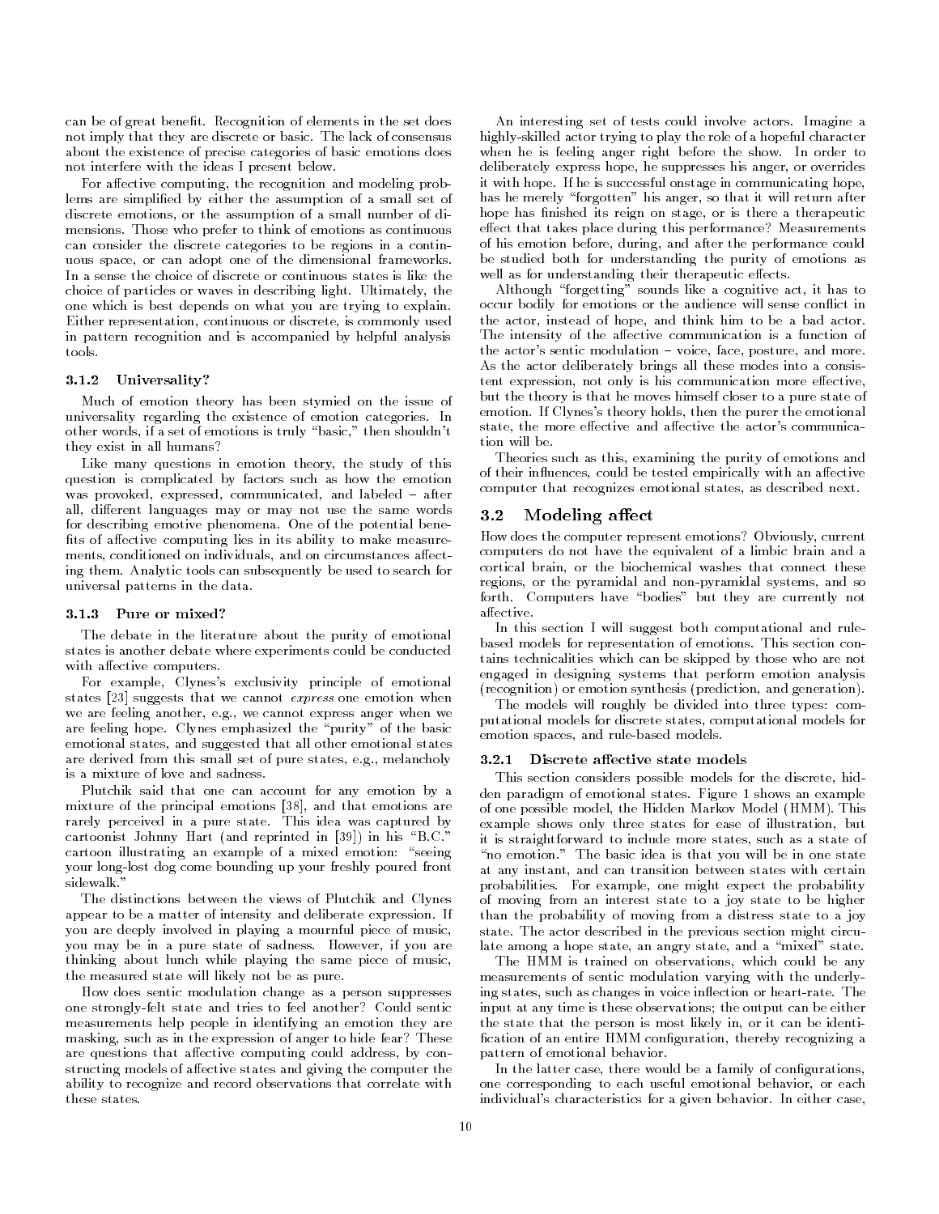can be of great benefit. Recognition of elements in the set does not imply that they are discrete or basic. The lack of consensus about the existence of precise categories of basic emotions does not interfere with the ideas I present below.

For affective computing, the recognition and modeling problems are simplified by either the assumption of a small set of discrete emotions, or the assumption of a small number of dimensions. Those who prefer to think of emotions as continuous can consider the discrete categories to be regions in a continuous space, or can adopt one of the dimensional frameworks. In a sense the choice of discrete or continuous states is like the choice of particles or waves in describing light. Ultimately, the one which is best depends on what you are trying to explain. Either representation, continuous or discrete, is commonly used in pattern recognition and is accompanied by helpful analysis tools.

### 3.1.2 Universality?

Much of emotion theory has been stymied on the issue of universality regarding the existence of emotion categories. In other words, if a set of emotions is truly "basic," then shouldn't they exist in all humans?

Like many questions in emotion theory, the study of this question is complicated by factors such as how the emotion was provoked, expressed, communicated, and labeled – after all, different languages may or may not use the same words for describing emotive phenomena. One of the potential benefits of affective computing lies in its ability to make measurements, conditioned on individuals, and on circumstances affecting them. Analytic tools can subsequently be used to search for universal patterns in the data.

### 3.1.3 Pure or mixed?

The debate in the literature about the purity of emotional states is another debate where experiments could be conducted with affective computers.

For example, Clynes's exclusivity principle of emotional states [23] suggests that we cannot *express* one emotion when we are feeling another, e.g., we cannot express anger when we are feeling hope. Clynes emphasized the "purity" of the basic emotional states, and suggested that all other emotional states are derived from this small set of pure states, e.g., melancholy is a mixture of love and sadness.

Plutchik said that one can account for any emotion by a mixture of the principal emotions [38], and that emotions are rarely perceived in a pure state. This idea was captured by cartoonist Johnny Hart (and reprinted in [39]) in his "B.C." cartoon illustrating an example of a mixed emotion: "seeing your long-lost dog come bounding up your freshly poured front sidewalk."

The distinctions between the views of Plutchik and Clynes appear to be a matter of intensity and deliberate expression. If you are deeply involved in playing a mournful piece of music, you may be in a pure state of sadness. However, if you are thinking about lunch while playing the same piece of music, the measured state will likely not be as pure.

How does sentic modulation change as a person suppresses one strongly-felt state and tries to feel another? Could sentic measurements help people in identifying an emotion they are masking, such as in the expression of anger to hide fear? These are questions that affective computing could address, by constructing models of affective states and giving the computer the ability to recognize and record observations that correlate with these states.

An interesting set of tests could involve actors. Imagine a highly-skilled actor trying to play the role of a hopeful character when he is feeling anger right before the show. In order to deliberately express hope, he suppresses his anger, or overrides it with hope. If he is successful onstage in communicating hope, has he merely "forgotten" his anger, so that it will return after hope has finished its reign on stage, or is there a therapeutic effect that takes place during this performance? Measurements of his emotion before, during, and after the performance could be studied both for understanding the purity of emotions as well as for understanding their therapeutic effects.

Although "forgetting" sounds like a cognitive act, it has to occur bodily for emotions or the audience will sense conflict in the actor, instead of hope, and think him to be a bad actor. The intensity of the affective communication is a function of the actor's sentic modulation – voice, face, posture, and more. As the actor deliberately brings all these modes into a consistent expression, not only is his communication more effective, but the theory is that he moves himself closer to a pure state of emotion. If Clynes's theory holds, then the purer the emotional state, the more effective and affective the actor's communication will be.

Theories such as this, examining the purity of emotions and of their influences, could be tested empirically with an affective computer that recognizes emotional states, as described next.

## 3.2 Modeling affect

How does the computer represent emotions? Obviously, current computers do not have the equivalent of a limbic brain and a cortical brain, or the biochemical washes that connect these regions, or the pyramidal and non-pyramidal systems, and so forth. Computers have "bodies" but they are currently not affective.

In this section I will suggest both computational and rule-based models for representation of emotions. This section contains technicalities which can be skipped by those who are not engaged in designing systems that perform emotion analysis (recognition) or emotion synthesis (prediction, and generation).

The models will roughly be divided into three types: computational models for discrete states, computational models for emotion spaces, and rule-based models.

### 3.2.1 Discrete affective state models

This section considers possible models for the discrete, hidden paradigm of emotional states. Figure 1 shows an example of one possible model, the Hidden Markov Model (HMM). This example shows only three states for ease of illustration, but it is straightforward to include more states, such as a state of "no emotion." The basic idea is that you will be in one state at any instant, and can transition between states with certain probabilities. For example, one might expect the probability of moving from an interest state to a joy state to be higher than the probability of moving from a distress state to a joy state. The actor described in the previous section might circulate among a hope state, an angry state, and a "mixed" state.

The HMM is trained on observations, which could be any measurements of sentic modulation varying with the underlying states, such as changes in voice inflection or heart-rate. The input at any time is these observations; the output can be either the state that the person is most likely in, or it can be identification of an entire HMM configuration, thereby recognizing a pattern of emotional behavior.

In the latter case, there would be a family of configurations, one corresponding to each useful emotional behavior, or each individual's characteristics for a given behavior. In either case,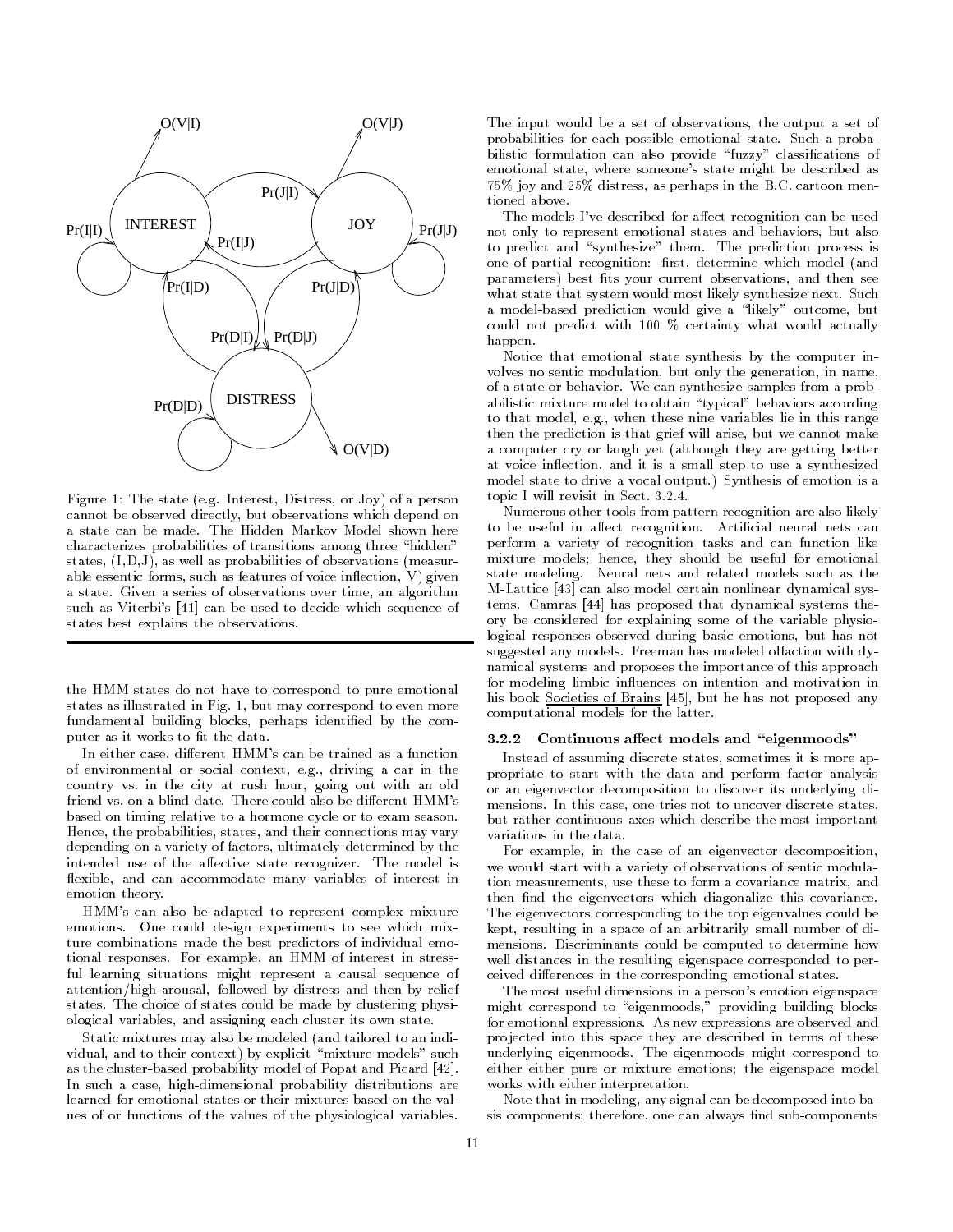Figure 1: The state (e.g. Interest, Distress, or Joy) of a person cannot be observed directly, but observations which depend on a state can be made. The Hidden Markov Model shown here characterizes probabilities of transitions among three "hidden" states, (I,D,J), as well as probabilities of observations (measurable essentic forms, such as features of voice inflection, V) given a state. Given a series of observations over time, an algorithm such as Viterbi's [41] can be used to decide which sequence of states best explains the observations.

the HMM states do not have to correspond to pure emotional states as illustrated in Fig. 1, but may correspond to even more fundamental building blocks, perhaps identified by the computer as it works to fit the data.

In either case, different HMM's can be trained as a function of environmental or social context, e.g., driving a car in the country vs. in the city at rush hour, going out with an old friend vs. on a blind date. There could also be different HMM's based on timing relative to a hormone cycle or to exam season. Hence, the probabilities, states, and their connections may vary depending on a variety of factors, ultimately determined by the intended use of the affective state recognizer. The model is flexible, and can accommodate many variables of interest in emotion theory.

HMM's can also be adapted to represent complex mixture emotions. One could design experiments to see which mixture combinations made the best predictors of individual emotional responses. For example, an HMM of interest in stressful learning situations might represent a causal sequence of attention/high-arousal, followed by distress and then by relief states. The choice of states could be made by clustering physiological variables, and assigning each cluster its own state.

Static mixtures may also be modeled (and tailored to an individual, and to their context) by explicit "mixture models" such as the cluster-based probability model of Popat and Picard [42]. In such a case, high-dimensional probability distributions are learned for emotional states or their mixtures based on the values of or functions of the values of the physiological variables. The input would be a set of observations, the output a set of probabilities for each possible emotional state. Such a probabilistic formulation can also provide "fuzzy" classifications of emotional state, where someone's state might be described as 75% joy and 25% distress, as perhaps in the B.C. cartoon mentioned above.

The models I've described for affect recognition can be used not only to represent emotional states and behaviors, but also to predict and "synthesize" them. The prediction process is one of partial recognition: first, determine which model (and parameters) best fits your current observations, and then see what state that system would most likely synthesize next. Such a model-based prediction would give a "likely" outcome, but could not predict with 100 % certainty what would actually happen.

Notice that emotional state synthesis by the computer involves no sentic modulation, but only the generation, in name, of a state or behavior. We can synthesize samples from a probabilistic mixture model to obtain "typical" behaviors according to that model, e.g., when these nine variables lie in this range then the prediction is that grief will arise, but we cannot make a computer cry or laugh yet (although they are getting better at voice inflection, and it is a small step to use a synthesized model state to drive a vocal output.) Synthesis of emotion is a topic I will revisit in Sect. 3.2.4.

Numerous other tools from pattern recognition are also likely to be useful in affect recognition. Artificial neural nets can perform a variety of recognition tasks and can function like mixture models; hence, they should be useful for emotional state modeling. Neural nets and related models such as the M-Lattice [43] can also model certain nonlinear dynamical systems. Camras [44] has proposed that dynamical systems theory be considered for explaining some of the variable physiological responses observed during basic emotions, but has not suggested any models. Freeman has modeled olfaction with dynamical systems and proposes the importance of this approach for modeling limbic influences on intention and motivation in his book Societies of Brains [45], but he has not proposed any computational models for the latter.

#### 3.2.2 Continuous affect models and "eigenmoods"

Instead of assuming discrete states, sometimes it is more appropriate to start with the data and perform factor analysis or an eigenvector decomposition to discover its underlying dimensions. In this case, one tries not to uncover discrete states, but rather continuous axes which describe the most important variations in the data.

For example, in the case of an eigenvector decomposition, we would start with a variety of observations of sentic modulation measurements, use these to form a covariance matrix, and then find the eigenvectors which diagonalize this covariance. The eigenvectors corresponding to the top eigenvalues could be kept, resulting in a space of an arbitrarily small number of dimensions. Discriminants could be computed to determine how well distances in the resulting eigenspace corresponded to perceived differences in the corresponding emotional states.

The most useful dimensions in a person's emotion eigenspace might correspond to "eigenmoods," providing building blocks for emotional expressions. As new expressions are observed and projected into this space they are described in terms of these underlying eigenmoods. The eigenmoods might correspond to either either pure or mixture emotions; the eigenspace model works with either interpretation.

Note that in modeling, any signal can be decomposed into basis components; therefore, one can always find sub-components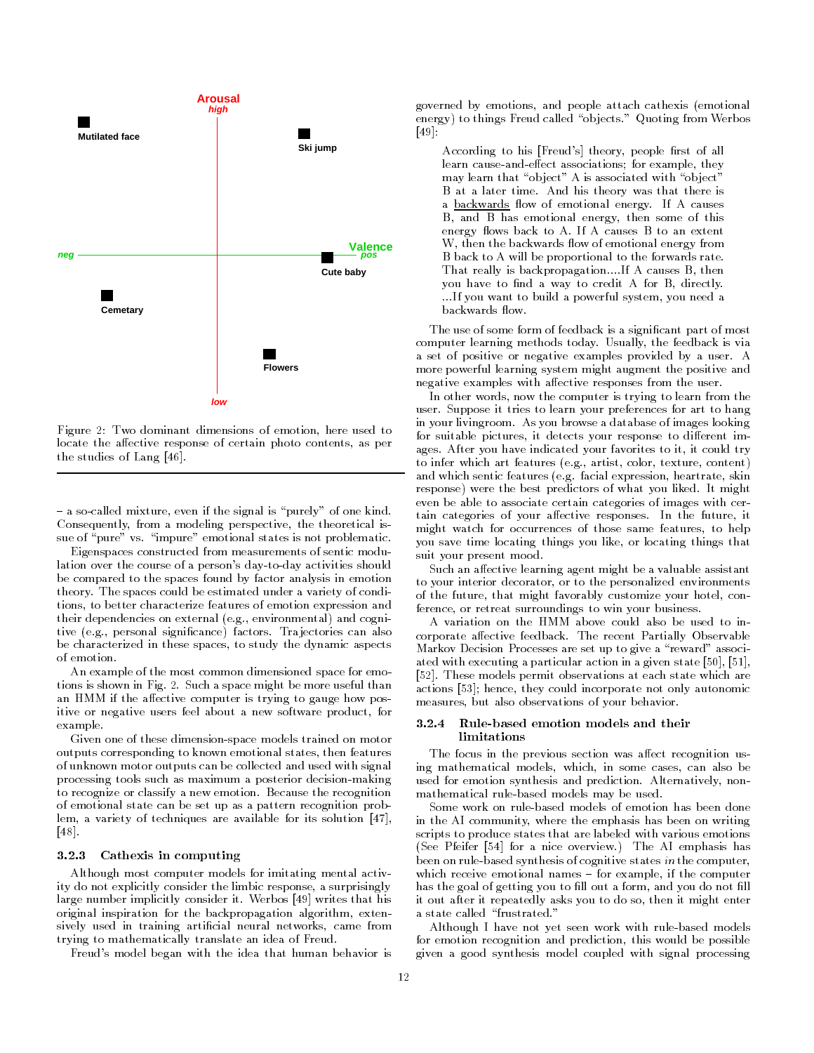Figure 2: Two dominant dimensions of emotion, here used to locate the affective response of certain photo contents, as per the studies of Lang [46].

– a so-called mixture, even if the signal is "purely" of one kind. Consequently, from a modeling perspective, the theoretical issue of "pure" vs. "impure" emotional states is not problematic.

Eigenspaces constructed from measurements of sentic modulation over the course of a person's day-to-day activities should be compared to the spaces found by factor analysis in emotion theory. The spaces could be estimated under a variety of conditions, to better characterize features of emotion expression and their dependencies on external (e.g., environmental) and cognitive (e.g., personal significance) factors. Trajectories can also be characterized in these spaces, to study the dynamic aspects of emotion.

An example of the most common dimensioned space for emotions is shown in Fig. 2. Such a space might be more useful than an HMM if the affective computer is trying to gauge how positive or negative users feel about a new software product, for example.

Given one of these dimension-space models trained on motor outputs corresponding to known emotional states, then features of unknown motor outputs can be collected and used with signal processing tools such as maximum a posteriori decision-making to recognize or classify a new emotion. Because the recognition of emotional state can be set up as a pattern recognition problem, a variety of techniques are available for its solution [47], [48].

### 3.2.3 Cathexis in computing

Although most computer models for imitating mental activity do not explicitly consider the limbic response, a surprisingly large number implicitly consider it. Werbos [49] writes that his original inspiration for the backpropagation algorithm, extensively used in training artificial neural networks, came from trying to mathematically translate an idea of Freud.

Freud's model began with the idea that human behavior is governed by emotions, and people attach cathexis (emotional energy) to things Freud called "objects." Quoting from Werbos [49]:

> According to his [Freud's] theory, people first of all learn cause-and-effect associations; for example, they may learn that "object" A is associated with "object" B at a later time. And his theory was that there is a backwards flow of emotional energy. If A causes B, and B has emotional energy, then some of this energy flows back to A. If A causes B to an extent W, then the backwards flow of emotional energy from B back to A will be proportional to the forwards rate. That really is backpropagation....If A causes B, then you have to find a way to credit A for B, directly. ...If you want to build a powerful system, you need a backwards flow.

The use of some form of feedback is a significant part of most computer learning methods today. Usually, the feedback is via a set of positive or negative examples provided by a user. A more powerful learning system might augment the positive and negative examples with affective responses from the user.

In other words, now the computer is trying to learn from the user. Suppose it tries to learn your preferences for art to hang in your livingroom. As you browse a database of images looking for suitable pictures, it detects your response to different images. After you have indicated your favorites to it, it could try to infer which art features (e.g., artist, color, texture, content) and which sentic features (e.g. facial expression, heartrate, skin response) were the best predictors of what you liked. It might even be able to associate certain categories of images with certain categories of your affective responses. In the future, it might watch for occurrences of those same features, to help you save time locating things you like, or locating things that suit your present mood.

Such an affective learning agent might be a valuable assistant to your interior decorator, or to the personalized environments of the future, that might favorably customize your hotel, conference, or retreat surroundings to win your business.

A variation on the HMM above could also be used to incorporate affective feedback. The recent Partially Observable Markov Decision Processes are set up to give a "reward" associated with executing a particular action in a given state [50], [51], [52]. These models permit observations at each state which are actions [53]; hence, they could incorporate not only autonomic measures, but also observations of your behavior.

### 3.2.4 Rule-based emotion models and their limitations

The focus in the previous section was affect recognition using mathematical models, which, in some cases, can also be used for emotion synthesis and prediction. Alternatively, non-mathematical rule-based models may be used.

Some work on rule-based models of emotion has been done in the AI community, where the emphasis has been on writing scripts to produce states that are labeled with various emotions (See Pfeifer [54] for a nice overview.) The AI emphasis has been on rule-based synthesis of cognitive states *in* the computer, which receive emotional names – for example, if the computer has the goal of getting you to fill out a form, and you do not fill it out after it repeatedly asks you to do so, then it might enter a state called "frustrated."

Although I have not yet seen work with rule-based models for emotion recognition and prediction, this would be possible given a good synthesis model coupled with signal processing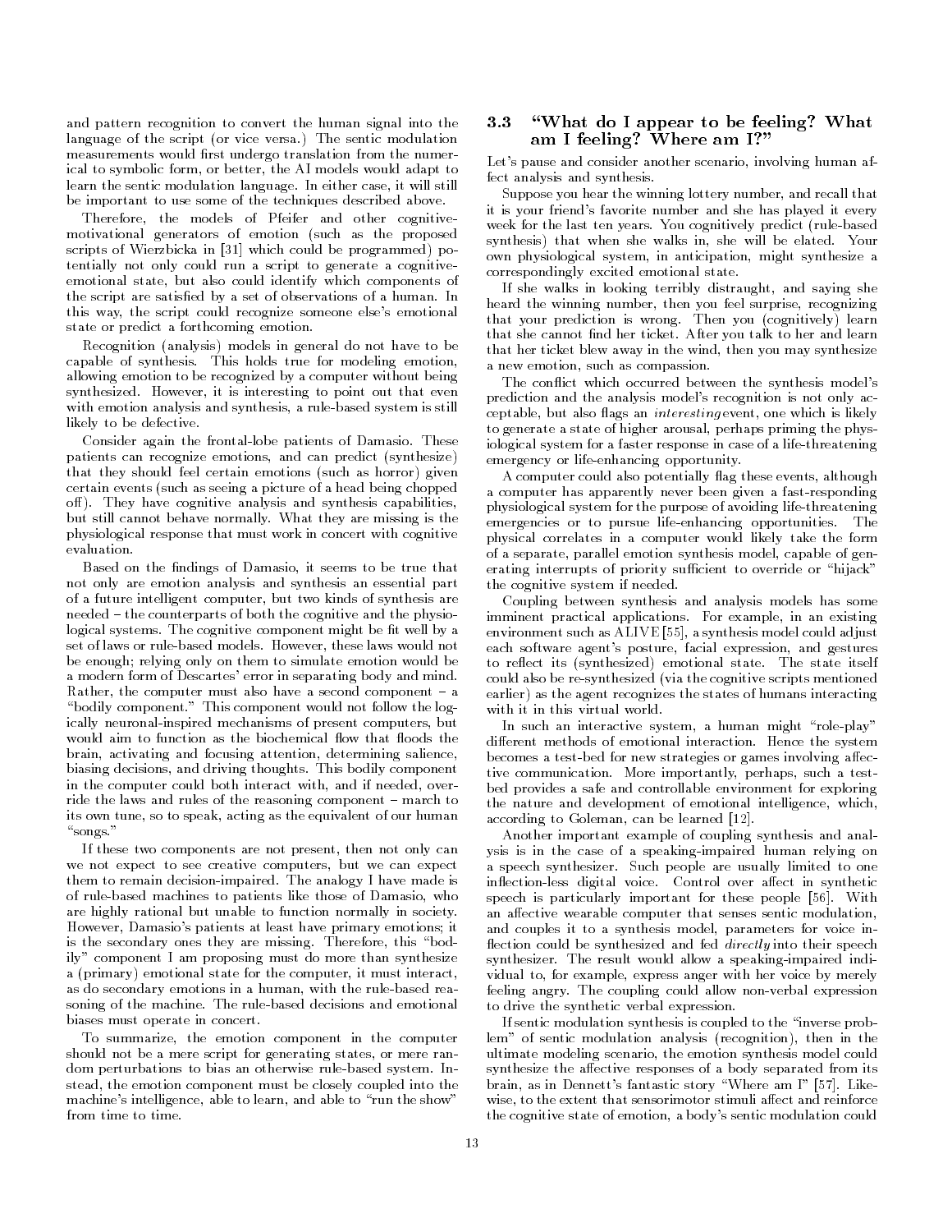and pattern recognition to convert the human signal into the language of the script (or vice versa.) The sentic modulation measurements would first undergo translation from the numerical to symbolic form, or better, the AI models would adapt to learn the sentic modulation language. In either case, it will still be important to use some of the techniques described above.

Therefore, the models of Pfeifer and other cognitive-motivational generators of emotion (such as the proposed scripts of Wierzbicka in [31] which could be programmed) potentially not only could run a script to generate a cognitive-emotional state, but also could identify which components of the script are satisfied by a set of observations of a human. In this way, the script could recognize someone else's emotional state or predict a forthcoming emotion.

Recognition (analysis) models in general do not have to be capable of synthesis. This holds true for modeling emotion, allowing emotion to be recognized by a computer without being synthesized. However, it is interesting to point out that even with emotion analysis and synthesis, a rule-based system is still likely to be defective.

Consider again the frontal-lobe patients of Damasio. These patients can recognize emotions, and can predict (synthesize) that they should feel certain emotions (such as horror) given certain events (such as seeing a picture of a head being chopped off). They have cognitive analysis and synthesis capabilities, but still cannot behave normally. What they are missing is the physiological response that must work in concert with cognitive evaluation.

Based on the findings of Damasio, it seems to be true that not only are emotion analysis and synthesis an essential part of a future intelligent computer, but two kinds of synthesis are needed – the counterparts of both the cognitive and the physiological systems. The cognitive component might be fit well by a set of laws or rule-based models. However, these laws would not be enough; relying only on them to simulate emotion would be a modern form of Descartes' error in separating body and mind. Rather, the computer must also have a second component – a "bodily component." This component would not follow the logically neuronal-inspired mechanisms of present computers, but would aim to function as the biochemical flow that floods the brain, activating and focusing attention, determining salience, biasing decisions, and driving thoughts. This bodily component in the computer could both interact with, and if needed, override the laws and rules of the reasoning component – march to its own tune, so to speak, acting as the equivalent of our human "songs."

If these two components are not present, then not only can we not expect to see creative computers, but we can expect them to remain decision-impaired. The analogy I have made is of rule-based machines to patients like those of Damasio, who are highly rational but unable to function normally in society. However, Damasio's patients at least have primary emotions; it is the secondary ones they are missing. Therefore, this "bodily" component I am proposing must do more than synthesize a (primary) emotional state for the computer, it must interact, as do secondary emotions in a human, with the rule-based reasoning of the machine. The rule-based decisions and emotional biases must operate in concert.

To summarize, the emotion component in the computer should not be a mere script for generating states, or mere random perturbations to bias an otherwise rule-based system. Instead, the emotion component must be closely coupled into the machine's intelligence, able to learn, and able to "run the show" from time to time.

### 3.3 "What do I appear to be feeling? What am I feeling? Where am I?"

Let's pause and consider another scenario, involving human affect analysis and synthesis.

Suppose you hear the winning lottery number, and recall that it is your friend's favorite number and she has played it every week for the last ten years. You cognitively predict (rule-based synthesis) that when she walks in, she will be elated. Your own physiological system, in anticipation, might synthesize a correspondingly excited emotional state.

If she walks in looking terribly distraught, and saying she heard the winning number, then you feel surprise, recognizing that your prediction is wrong. Then you (cognitively) learn that she cannot find her ticket. After you talk to her and learn that her ticket blew away in the wind, then you may synthesize a new emotion, such as compassion.

The conflict which occurred between the synthesis model's prediction and the analysis model's recognition is not only acceptable, but also flags an *interesting* event, one which is likely to generate a state of higher arousal, perhaps priming the physiological system for a faster response in case of a life-threatening emergency or life-enhancing opportunity.

A computer could also potentially flag these events, although a computer has apparently never been given a fast-responding physiological system for the purpose of avoiding life-threatening emergencies or to pursue life-enhancing opportunities. The physical correlates in a computer would likely take the form of a separate, parallel emotion synthesis model, capable of generating interrupts of priority sufficient to override or "hijack" the cognitive system if needed.

Coupling between synthesis and analysis models has some imminent practical applications. For example, in an existing environment such as ALIVE [55], a synthesis model could adjust each software agent's posture, facial expression, and gestures to reflect its (synthesized) emotional state. The state itself could also be re-synthesized (via the cognitive scripts mentioned earlier) as the agent recognizes the states of humans interacting with it in this virtual world.

In such an interactive system, a human might "role-play" different methods of emotional interaction. Hence the system becomes a test-bed for new strategies or games involving affective communication. More importantly, perhaps, such a test-bed provides a safe and controllable environment for exploring the nature and development of emotional intelligence, which, according to Goleman, can be learned [12].

Another important example of coupling synthesis and analysis is in the case of a speaking-impaired human relying on a speech synthesizer. Such people are usually limited to one inflection-less digital voice. Control over affect in synthetic speech is particularly important for these people [56]. With an affective wearable computer that senses sentic modulation, and couples it to a synthesis model, parameters for voice inflection could be synthesized and fed *directly* into their speech synthesizer. The result would allow a speaking-impaired individual to, for example, express anger with her voice by merely feeling angry. The coupling could allow non-verbal expression to drive the synthetic verbal expression.

If sentic modulation synthesis is coupled to the "inverse problem" of sentic modulation analysis (recognition), then in the ultimate modeling scenario, the emotion synthesis model could synthesize the affective responses of a body separated from its brain, as in Dennett's fantastic story "Where am I" [57]. Likewise, to the extent that sensorimotor stimuli affect and reinforce the cognitive state of emotion, a body's sentic modulation could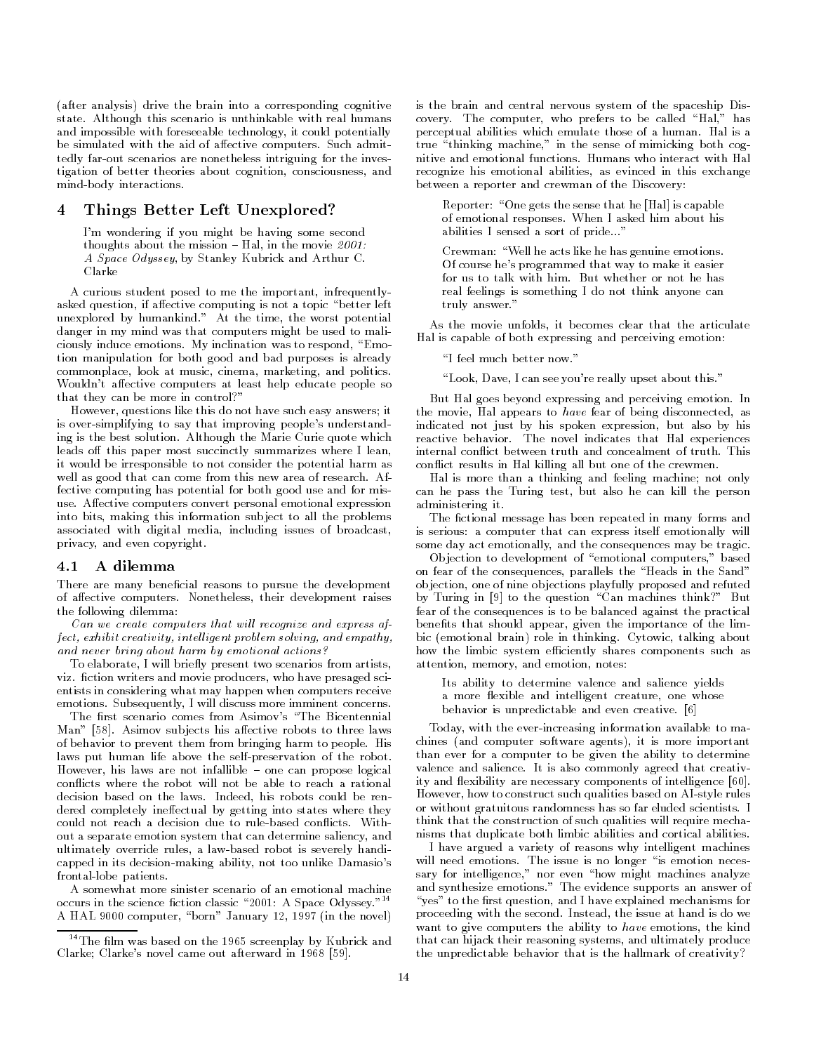(after analysis) drive the brain into a corresponding cognitive state. Although this scenario is unthinkable with real humans and impossible with foreseeable technology, it could potentially be simulated with the aid of affective computers. Such admittedly far-out scenarios are nonetheless intriguing for the investigation of better theories about cognition, consciousness, and mind-body interactions.

## 4 Things Better Left Unexplored?

> I'm wondering if you might be having some second thoughts about the mission – Hal, in the movie *2001: A Space Odyssey*, by Stanley Kubrick and Arthur C. Clarke

A curious student posed to me the important, infrequently-asked question, if affective computing is not a topic "better left unexplored by humankind." At the time, the worst potential danger in my mind was that computers might be used to maliciously induce emotions. My inclination was to respond, "Emotion manipulation for both good and bad purposes is already commonplace, look at music, cinema, marketing, and politics. Wouldn't affective computers at least help educate people so that they can be more in control?"

However, questions like this do not have such easy answers; it is over-simplifying to say that improving people's understanding is the best solution. Although the Marie Curie quote which leads off this paper most succinctly summarizes where I lean, it would be irresponsible to not consider the potential harm as well as good that can come from this new area of research. Affective computing has potential for both good use and for misuse. Affective computers convert personal emotional expression into bits, making this information subject to all the problems associated with digital media, including issues of broadcast, privacy, and even copyright.

### 4.1 A dilemma

There are many beneficial reasons to pursue the development of affective computers. Nonetheless, their development raises the following dilemma:

*Can we create computers that will recognize and express affect, exhibit creativity, intelligent problem solving, and empathy, and never bring about harm by emotional actions?*

To elaborate, I will briefly present two scenarios from artists, viz. fiction writers and movie producers, who have presaged scientists in considering what may happen when computers receive emotions. Subsequently, I will discuss more imminent concerns.

The first scenario comes from Asimov's "The Bicentennial Man" [58]. Asimov subjects his affective robots to three laws of behavior to prevent them from bringing harm to people. His laws put human life above the self-preservation of the robot. However, his laws are not infallible – one can propose logical conflicts where the robot will not be able to reach a rational decision based on the laws. Indeed, his robots could be rendered completely ineffectual by getting into states where they could not reach a decision due to rule-based conflicts. Without a separate emotion system that can determine saliency, and ultimately override rules, a law-based robot is severely handicapped in its decision-making ability, not too unlike Damasio's frontal-lobe patients.

A somewhat more sinister scenario of an emotional machine occurs in the science fiction classic "2001: A Space Odyssey."[14] A HAL 9000 computer, "born" January 12, 1997 (in the novel) is the brain and central nervous system of the spaceship Discovery. The computer, who prefers to be called "Hal," has perceptual abilities which emulate those of a human. Hal is a true "thinking machine," in the sense of mimicking both cognitive and emotional functions. Humans who interact with Hal recognize his emotional abilities, as evinced in this exchange between a reporter and crewman of the Discovery:

> Reporter: "One gets the sense that he [Hal] is capable of emotional responses. When I asked him about his abilities I sensed a sort of pride..."
>
> Crewman: "Well he acts like he has genuine emotions. Of course he's programmed that way to make it easier for us to talk with him. But whether or not he has real feelings is something I do not think anyone can truly answer."

As the movie unfolds, it becomes clear that the articulate Hal is capable of both expressing and perceiving emotion:

> "I feel much better now."
>
> "Look, Dave, I can see you're really upset about this."

But Hal goes beyond expressing and perceiving emotion. In the movie, Hal appears to *have* fear of being disconnected, as indicated not just by his spoken expression, but also by his reactive behavior. The novel indicates that Hal experiences internal conflict between truth and concealment of truth. This conflict results in Hal killing all but one of the crewmen.

Hal is more than a thinking and feeling machine; not only can he pass the Turing test, but also he can kill the person administering it.

The fictional message has been repeated in many forms and is serious: a computer that can express itself emotionally will some day act emotionally, and the consequences may be tragic.

Objection to development of "emotional computers," based on fear of the consequences, parallels the "Heads in the Sand" objection, one of nine objections playfully proposed and refuted by Turing in [9] to the question "Can machines think?" But fear of the consequences is to be balanced against the practical benefits that should appear, given the importance of the limbic (emotional brain) role in thinking. Cytowic, talking about how the limbic system efficiently shares components such as attention, memory, and emotion, notes:

> Its ability to determine valence and salience yields a more flexible and intelligent creature, one whose behavior is unpredictable and even creative. [6]

Today, with the ever-increasing information available to machines (and computer software agents), it is more important than ever for a computer to be given the ability to determine valence and salience. It is also commonly agreed that creativity and flexibility are necessary components of intelligence [60]. However, how to construct such qualities based on AI-style rules or without gratuitous randomness has so far eluded scientists. I think that the construction of such qualities will require mechanisms that duplicate both limbic abilities and cortical abilities.

I have argued a variety of reasons why intelligent machines will need emotions. The issue is no longer "is emotion necessary for intelligence," nor even "how might machines analyze and synthesize emotions." The evidence supports an answer of "yes" to the first question, and I have explained mechanisms for proceeding with the second. Instead, the issue at hand is do we want to give computers the ability to *have* emotions, the kind that can hijack their reasoning systems, and ultimately produce the unpredictable behavior that is the hallmark of creativity?

[14] The film was based on the 1965 screenplay by Kubrick and Clarke; Clarke's novel came out afterward in 1968 [59].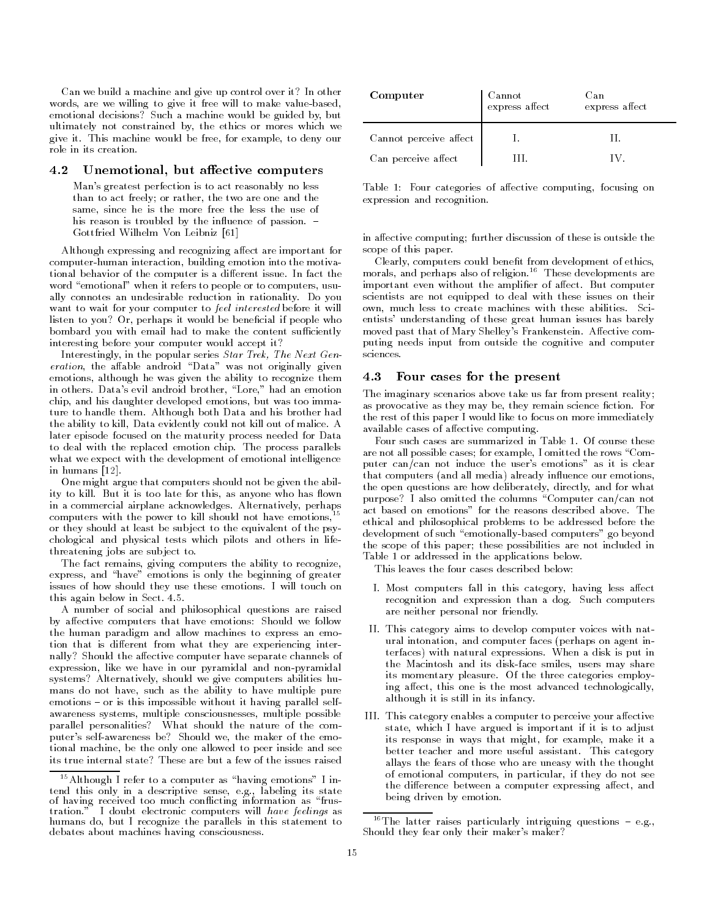Can we build a machine and give up control over it? In other words, are we willing to give it free will to make value-based, emotional decisions? Such a machine would be guided by, but ultimately not constrained by, the ethics or mores which we give it. This machine would be free, for example, to deny our role in its creation.

### 4.2 Unemotional, but affective computers

> Man's greatest perfection is to act reasonably no less than to act freely; or rather, the two are one and the same, since he is the more free the less the use of his reason is troubled by the influence of passion. – Gottfried Wilhelm Von Leibniz [61]

Although expressing and recognizing affect are important for computer-human interaction, building emotion into the motivational behavior of the computer is a different issue. In fact the word "emotional" when it refers to people or to computers, usually connotes an undesirable reduction in rationality. Do you want to wait for your computer to *feel interested* before it will listen to you? Or, perhaps it would be beneficial if people who bombard you with email had to make the content sufficiently interesting before your computer would accept it?

Interestingly, in the popular series *Star Trek, The Next Generation*, the affable android "Data" was not originally given emotions, although he was given the ability to recognize them in others. Data's evil android brother, "Lore," had an emotion chip, and his daughter developed emotions, but was too immature to handle them. Although both Data and his brother had the ability to kill, Data evidently could not kill out of malice. A later episode focused on the maturity process needed for Data to deal with the replaced emotion chip. The process parallels what we expect with the development of emotional intelligence in humans [12].

One might argue that computers should not be given the ability to kill. But it is too late for this, as anyone who has flown in a commercial airplane acknowledges. Alternatively, perhaps computers with the power to kill should not have emotions,[15] or they should at least be subject to the equivalent of the psychological and physical tests which pilots and others in life-threatening jobs are subject to.

The fact remains, giving computers the ability to recognize, express, and "have" emotions is only the beginning of greater issues of how should they use these emotions. I will touch on this again below in Sect. 4.5.

A number of social and philosophical questions are raised by affective computers that have emotions: Should we follow the human paradigm and allow machines to express an emotion that is different from what they are experiencing internally? Should the affective computer have separate channels of expression, like we have in our pyramidal and non-pyramidal systems? Alternatively, should we give computers abilities humans do not have, such as the ability to have multiple pure emotions – or is this impossible without it having parallel self-awareness systems, multiple consciousnesses, multiple possible parallel personalities? What should the nature of the computer's self-awareness be? Should we, the maker of the emotional machine, be the only one allowed to peer inside and see its true internal state? These are but a few of the issues raised in affective computing; further discussion of these is outside the scope of this paper.

Clearly, computers could benefit from development of ethics, morals, and perhaps also of religion.[16] These developments are important even without the amplifier of affect. But computer scientists are not equipped to deal with these issues on their own, much less to create machines with these abilities. Scientists' understanding of these great human issues has barely moved past that of Mary Shelley's Frankenstein. Affective computing needs input from outside the cognitive and computer sciences.

[15] Although I refer to a computer as "having emotions" I intend this only in a descriptive sense, e.g., labeling its state of having received too much conflicting information as "frustration." I doubt electronic computers will *have feelings* as humans do, but I recognize the parallels in this statement to debates about machines having consciousness.

[16] The latter raises particularly intriguing questions – e.g., Should they fear only their maker's maker?

| **Computer** | Cannot express affect | Can express affect |
|---|---|---|
| Cannot perceive affect | I. | II. |
| Can perceive affect | III. | IV. |

Table 1: Four categories of affective computing, focusing on expression and recognition.

### 4.3 Four cases for the present

The imaginary scenarios above take us far from present reality; as provocative as they may be, they remain science fiction. For the rest of this paper I would like to focus on more immediately available cases of affective computing.

Four such cases are summarized in Table 1. Of course these are not all possible cases; for example, I omitted the rows "Computer can/can not induce the user's emotions" as it is clear that computers (and all media) already influence our emotions, the open questions are how deliberately, directly, and for what purpose? I also omitted the columns "Computer can/can not act based on emotions" for the reasons described above. The ethical and philosophical problems to be addressed before the development of such "emotionally-based computers" go beyond the scope of this paper; these possibilities are not included in Table 1 or addressed in the applications below.

This leaves the four cases described below:

I. Most computers fall in this category, having less affect recognition and expression than a dog. Such computers are neither personal nor friendly.

II. This category aims to develop computer voices with natural intonation, and computer faces (perhaps on agent interfaces) with natural expressions. When a disk is put in the Macintosh and its disk-face smiles, users may share its momentary pleasure. Of the three categories employing affect, this one is the most advanced technologically, although it is still in its infancy.

III. This category enables a computer to perceive your affective state, which I have argued is important if it is to adjust its response in ways that might, for example, make it a better teacher and more useful assistant. This category allays the fears of those who are uneasy with the thought of emotional computers, in particular, if they do not see the difference between a computer expressing affect, and being driven by emotion.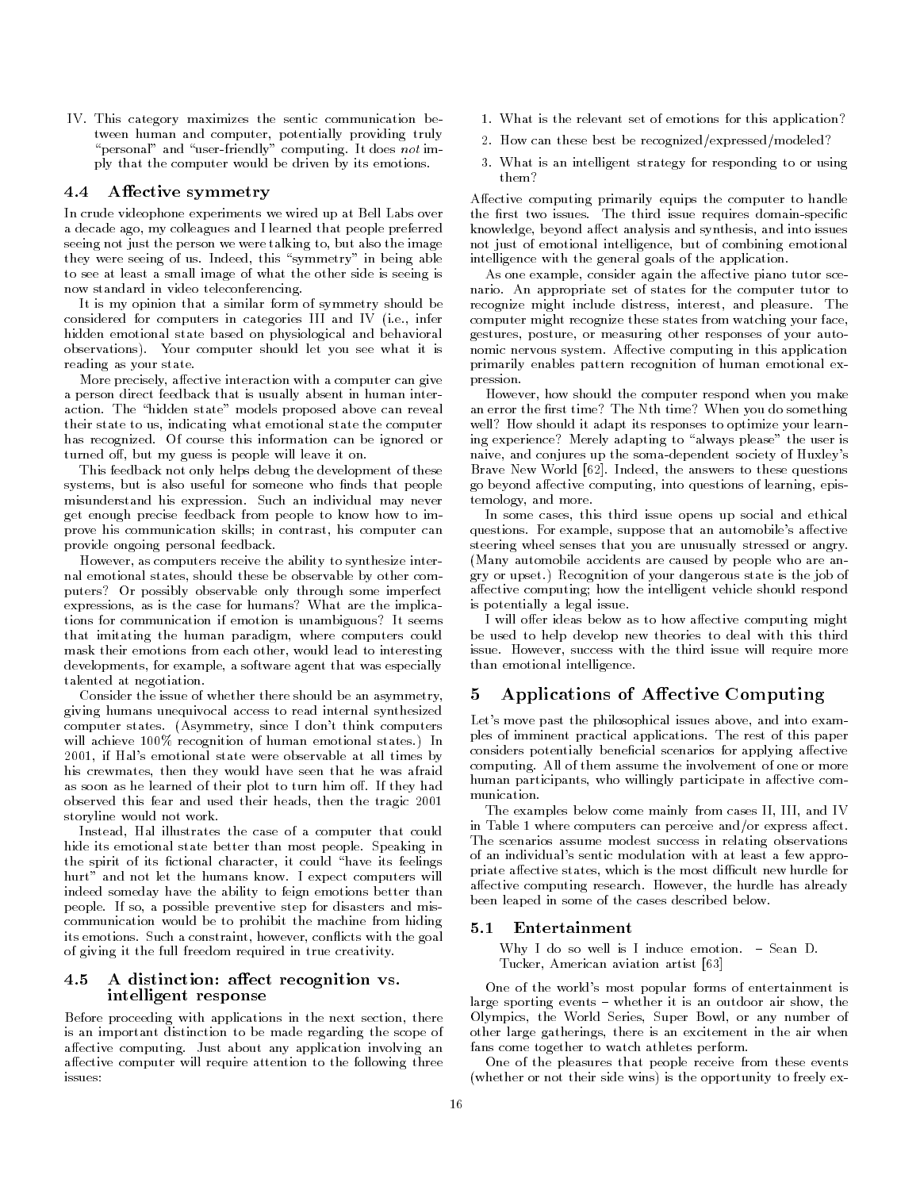IV. This category maximizes the sentic communication between human and computer, potentially providing truly "personal" and "user-friendly" computing. It does *not* imply that the computer would be driven by its emotions.

### 4.4 Affective symmetry

In crude videophone experiments we wired up at Bell Labs over a decade ago, my colleagues and I learned that people preferred seeing not just the person we were talking to, but also the image they were seeing of us. Indeed, this "symmetry" in being able to see at least a small image of what the other side is seeing is now standard in video teleconferencing.

It is my opinion that a similar form of symmetry should be considered for computers in categories III and IV (i.e., infer hidden emotional state based on physiological and behavioral observations). Your computer should let you see what it is reading as your state.

More precisely, affective interaction with a computer can give a person direct feedback that is usually absent in human interaction. The "hidden state" models proposed above can reveal their state to us, indicating what emotional state the computer has recognized. Of course this information can be ignored or turned off, but my guess is people will leave it on.

This feedback not only helps debug the development of these systems, but is also useful for someone who finds that people misunderstand his expression. Such an individual may never get enough precise feedback from people to know how to improve his communication skills; in contrast, his computer can provide ongoing personal feedback.

However, as computers receive the ability to synthesize internal emotional states, should these be observable by other computers? Or possibly observable only through some imperfect expressions, as is the case for humans? What are the implications for communication if emotion is unambiguous? It seems that imitating the human paradigm, where computers could mask their emotions from each other, would lead to interesting developments, for example, a software agent that was especially talented at negotiation.

Consider the issue of whether there should be an asymmetry, giving humans unequivocal access to read internal synthesized computer states. (Asymmetry, since I don't think computers will achieve 100% recognition of human emotional states.) In 2001, if Hal's emotional state were observable at all times by his crewmates, then they would have seen that he was afraid as soon as he learned of their plot to turn him off. If they had observed this fear and used their heads, then the tragic 2001 storyline would not work.

Instead, Hal illustrates the case of a computer that could hide its emotional state better than most people. Speaking in the spirit of its fictional character, it could "have its feelings hurt" and not let the humans know. I expect computers will indeed someday have the ability to feign emotions better than people. If so, a possible preventive step for disasters and miscommunication would be to prohibit the machine from hiding its emotions. Such a constraint, however, conflicts with the goal of giving it the full freedom required in true creativity.

### 4.5 A distinction: affect recognition vs. intelligent response

Before proceeding with applications in the next section, there is an important distinction to be made regarding the scope of affective computing. Just about any application involving an affective computer will require attention to the following three issues:

1. What is the relevant set of emotions for this application?
2. How can these best be recognized/expressed/modeled?
3. What is an intelligent strategy for responding to or using them?

Affective computing primarily equips the computer to handle the first two issues. The third issue requires domain-specific knowledge, beyond affect analysis and synthesis, and into issues not just of emotional intelligence, but of combining emotional intelligence with the general goals of the application.

As one example, consider again the affective piano tutor scenario. An appropriate set of states for the computer tutor to recognize might include distress, interest, and pleasure. The computer might recognize these states from watching your face, gestures, posture, or measuring other responses of your autonomic nervous system. Affective computing in this application primarily enables pattern recognition of human emotional expression.

However, how should the computer respond when you make an error the first time? The Nth time? When you do something well? How should it adapt its responses to optimize your learning experience? Merely adapting to "always please" the user is naive, and conjures up the soma-dependent society of Huxley's Brave New World [62]. Indeed, the answers to these questions go beyond affective computing, into questions of learning, epistemology, and more.

In some cases, this third issue opens up social and ethical questions. For example, suppose that an automobile's affective steering wheel senses that you are unusually stressed or angry. (Many automobile accidents are caused by people who are angry or upset.) Recognition of your dangerous state is the job of affective computing; how the intelligent vehicle should respond is potentially a legal issue.

I will offer ideas below as to how affective computing might be used to help develop new theories to deal with this third issue. However, success with the third issue will require more than emotional intelligence.

## 5 Applications of Affective Computing

Let's move past the philosophical issues above, and into examples of imminent practical applications. The rest of this paper considers potentially beneficial scenarios for applying affective computing. All of them assume the involvement of one or more human participants, who willingly participate in affective communication.

The examples below come mainly from cases II, III, and IV in Table 1 where computers can perceive and/or express affect. The scenarios assume modest success in relating observations of an individual's sentic modulation with at least a few appropriate affective states, which is the most difficult new hurdle for affective computing research. However, the hurdle has already been leaped in some of the cases described below.

### 5.1 Entertainment

> Why I do so well is I induce emotion. – Sean D. Tucker, American aviation artist [63]

One of the world's most popular forms of entertainment is large sporting events – whether it is an outdoor air show, the Olympics, the World Series, Super Bowl, or any number of other large gatherings, there is an excitement in the air when fans come together to watch athletes perform.

One of the pleasures that people receive from these events (whether or not their side wins) is the opportunity to freely ex-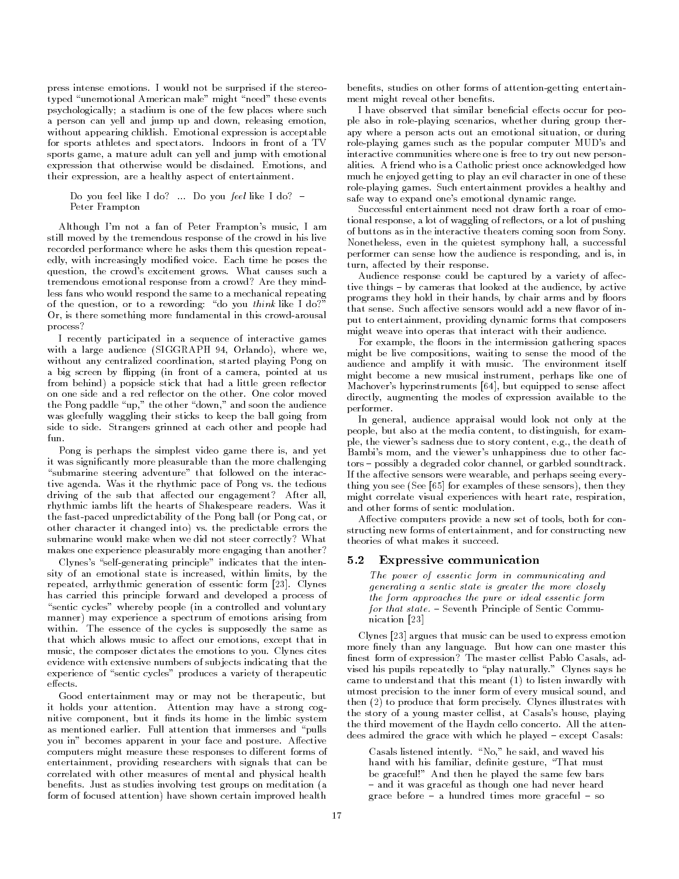press intense emotions. I would not be surprised if the stereotyped "unemotional American male" might "need" these events psychologically; a stadium is one of the few places where such a person can yell and jump up and down, releasing emotion, without appearing childish. Emotional expression is acceptable for sports athletes and spectators. Indoors in front of a TV sports game, a mature adult can yell and jump with emotional expression that otherwise would be disdained. Emotions, and their expression, are a healthy aspect of entertainment.

> Do you feel like I do? ... Do you *feel* like I do? – Peter Frampton

Although I'm not a fan of Peter Frampton's music, I am still moved by the tremendous response of the crowd in his live recorded performance where he asks them this question repeatedly, with increasingly modified voice. Each time he poses the question, the crowd's excitement grows. What causes such a tremendous emotional response from a crowd? Are they mindless fans who would respond the same to a mechanical repeating of the question, or to a rewording: "do you *think* like I do?" Or, is there something more fundamental in this crowd-arousal process?

I recently participated in a sequence of interactive games with a large audience (SIGGRAPH 94, Orlando), where we, without any centralized coordination, started playing Pong on a big screen by flipping (in front of a camera, pointed at us from behind) a popsicle stick that had a little green reflector on one side and a red reflector on the other. One color moved the Pong paddle "up," the other "down," and soon the audience was gleefully waggling their sticks to keep the ball going from side to side. Strangers grinned at each other and people had fun.

Pong is perhaps the simplest video game there is, and yet it was significantly more pleasurable than the more challenging "submarine steering adventure" that followed on the interactive agenda. Was it the rhythmic pace of Pong vs. the tedious driving of the sub that affected our engagement? After all, rhythmic iambs lift the hearts of Shakespeare readers. Was it the fast-paced unpredictability of the Pong ball (or Pong cat, or other character it changed into) vs. the predictable errors the submarine would make when we did not steer correctly? What makes one experience pleasurably more engaging than another?

Clynes's "self-generating principle" indicates that the intensity of an emotional state is increased, within limits, by the repeated, arrhythmic generation of essentic form [23]. Clynes has carried this principle forward and developed a process of "sentic cycles" whereby people (in a controlled and voluntary manner) may experience a spectrum of emotions arising from within. The essence of the cycles is supposedly the same as that which allows music to affect our emotions, except that in music, the composer dictates the emotions to you. Clynes cites evidence with extensive numbers of subjects indicating that the experience of "sentic cycles" produces a variety of therapeutic effects.

Good entertainment may or may not be therapeutic, but it holds your attention. Attention may have a strong cognitive component, but it finds its home in the limbic system as mentioned earlier. Full attention that immerses and "pulls you in" becomes apparent in your face and posture. Affective computers might measure these responses to different forms of entertainment, providing researchers with signals that can be correlated with other measures of mental and physical health benefits. Just as studies involving test groups on meditation (a form of focused attention) have shown certain improved health benefits, studies on other forms of attention-getting entertainment might reveal other benefits.

I have observed that similar beneficial effects occur for people also in role-playing scenarios, whether during group therapy where a person acts out an emotional situation, or during role-playing games such as the popular computer MUD's and interactive communities where one is free to try out new personalities. A friend who is a Catholic priest once acknowledged how much he enjoyed getting to play an evil character in one of these role-playing games. Such entertainment provides a healthy and safe way to expand one's emotional dynamic range.

Successful entertainment need not draw forth a roar of emotional response, a lot of waggling of reflectors, or a lot of pushing of buttons as in the interactive theaters coming soon from Sony. Nonetheless, even in the quietest symphony hall, a successful performer can sense how the audience is responding, and is, in turn, affected by their response.

Audience response could be captured by a variety of affective things – by cameras that looked at the audience, by active programs they hold in their hands, by chair arms and by floors that sense. Such affective sensors would add a new flavor of input to entertainment, providing dynamic forms that composers might weave into operas that interact with their audience.

For example, the floors in the intermission gathering spaces might be live compositions, waiting to sense the mood of the audience and amplify it with music. The environment itself might become a new musical instrument, perhaps like one of Machover's hyperinstruments [64], but equipped to sense affect directly, augmenting the modes of expression available to the performer.

In general, audience appraisal would look not only at the people, but also at the media content, to distinguish, for example, the viewer's sadness due to story content, e.g., the death of Bambi's mom, and the viewer's unhappiness due to other factors – possibly a degraded color channel, or garbled soundtrack. If the affective sensors were wearable, and perhaps seeing everything you see (See [65] for examples of these sensors), then they might correlate visual experiences with heart rate, respiration, and other forms of sentic modulation.

Affective computers provide a new set of tools, both for constructing new forms of entertainment, and for constructing new theories of what makes it succeed.

### 5.2 Expressive communication

> *The power of essentic form in communicating and generating a sentic state is greater the more closely the form approaches the pure or ideal essentic form for that state.* – Seventh Principle of Sentic Communication [23]

Clynes [23] argues that music can be used to express emotion more finely than any language. But how can one master this finest form of expression? The master cellist Pablo Casals, advised his pupils repeatedly to "play naturally." Clynes says he came to understand that this meant (1) to listen inwardly with utmost precision to the inner form of every musical sound, and then (2) to produce that form precisely. Clynes illustrates with the story of a young master cellist, at Casals's house, playing the third movement of the Haydn cello concerto. All the attendees admired the grace with which he played – except Casals:

> Casals listened intently. "No," he said, and waved his hand with his familiar, definite gesture, "That must be graceful!" And then he played the same few bars – and it was graceful as though one had never heard grace before – a hundred times more graceful – so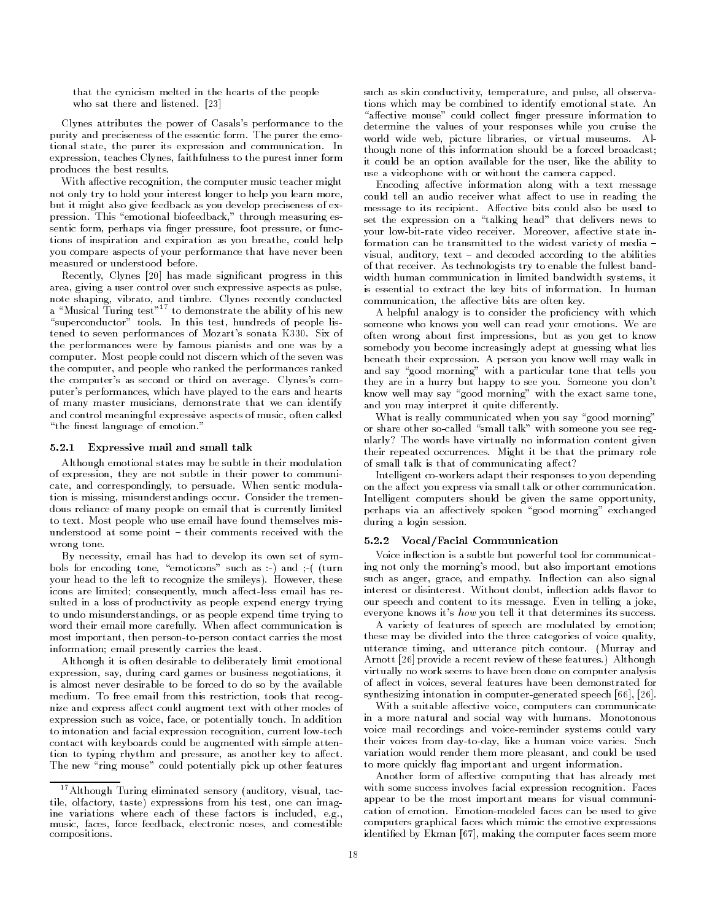> that the cynicism melted in the hearts of the people who sat there and listened. [23]

Clynes attributes the power of Casals's performance to the purity and preciseness of the essentic form. The purer the emotional state, the purer its expression and communication. In expression, teaches Clynes, faithfulness to the purest inner form produces the best results.

With affective recognition, the computer music teacher might not only try to hold your interest longer to help you learn more, but it might also give feedback as you develop preciseness of expression. This "emotional biofeedback," through measuring essentic form, perhaps via finger pressure, foot pressure, or functions of inspiration and expiration as you breathe, could help you compare aspects of your performance that have never been measured or understood before.

Recently, Clynes [20] has made significant progress in this area, giving a user control over such expressive aspects as pulse, note shaping, vibrato, and timbre. Clynes recently conducted a "Musical Turing test"[17] to demonstrate the ability of his new "superconductor" tools. In this test, hundreds of people listened to seven performances of Mozart's sonata K330. Six of the performances were by famous pianists and one was by a computer. Most people could not discern which of the seven was the computer, and people who ranked the performances ranked the computer's as second or third on average. Clynes's computer's performances, which have played to the ears and hearts of many master musicians, demonstrate that we can identify and control meaningful expressive aspects of music, often called "the finest language of emotion."

### 5.2.1 Expressive mail and small talk

Although emotional states may be subtle in their modulation of expression, they are not subtle in their power to communicate, and correspondingly, to persuade. When sentic modulation is missing, misunderstandings occur. Consider the tremendous reliance of many people on email that is currently limited to text. Most people who use email have found themselves misunderstood at some point – their comments received with the wrong tone.

By necessity, email has had to develop its own set of symbols for encoding tone, "emoticons" such as :-) and ;-( (turn your head to the left to recognize the smileys). However, these icons are limited; consequently, much affect-less email has resulted in a loss of productivity as people expend energy trying to undo misunderstandings, or as people expend time trying to word their email more carefully. When affect communication is most important, then person-to-person contact carries the most information; email presently carries the least.

Although it is often desirable to deliberately limit emotional expression, say, during card games or business negotiations, it is almost never desirable to be forced to do so by the available medium. To free email from this restriction, tools that recognize and express affect could augment text with other modes of expression such as voice, face, or potentially touch. In addition to intonation and facial expression recognition, current low-tech contact with keyboards could be augmented with simple attention to typing rhythm and pressure, as another key to affect. The new "ring mouse" could potentially pick up other features such as skin conductivity, temperature, and pulse, all observations which may be combined to identify emotional state. An "affective mouse" could collect finger pressure information to determine the values of your responses while you cruise the world wide web, picture libraries, or virtual museums. Although none of this information should be a forced broadcast; it could be an option available for the user, like the ability to use a videophone with or without the camera capped.

Encoding affective information along with a text message could tell an audio receiver what affect to use in reading the message to its recipient. Affective bits could also be used to set the expression on a "talking head" that delivers news to your low-bit-rate video receiver. Moreover, affective state information can be transmitted to the widest variety of media – visual, auditory, text – and decoded according to the abilities of that receiver. As technologists try to enable the fullest bandwidth human communication in limited bandwidth systems, it is essential to extract the key bits of information. In human communication, the affective bits are often key.

A helpful analogy is to consider the proficiency with which someone who knows you well can read your emotions. We are often wrong about first impressions, but as you get to know somebody you become increasingly adept at guessing what lies beneath their expression. A person you know well may walk in and say "good morning" with a particular tone that tells you they are in a hurry but happy to see you. Someone you don't know well may say "good morning" with the exact same tone, and you may interpret it quite differently.

What is really communicated when you say "good morning" or share other so-called "small talk" with someone you see regularly? The words have virtually no information content given their repeated occurrences. Might it be that the primary role of small talk is that of communicating affect?

Intelligent co-workers adapt their responses to you depending on the affect you express via small talk or other communication. Intelligent computers should be given the same opportunity, perhaps via an affectively spoken "good morning" exchanged during a login session.

### 5.2.2 Vocal/Facial Communication

Voice inflection is a subtle but powerful tool for communicating not only the morning's mood, but also important emotions such as anger, grace, and empathy. Inflection can also signal interest or disinterest. Without doubt, inflection adds flavor to our speech and content to its message. Even in telling a joke, everyone knows it's *how* you tell it that determines its success.

A variety of features of speech are modulated by emotion; these may be divided into the three categories of voice quality, utterance timing, and utterance pitch contour. (Murray and Arnott [26] provide a recent review of these features.) Although virtually no work seems to have been done on computer analysis of affect in voices, several features have been demonstrated for synthesizing intonation in computer-generated speech [66], [26].

With a suitable affective voice, computers can communicate in a more natural and social way with humans. Monotonous voice mail recordings and voice-reminder systems could vary their voices from day-to-day, like a human voice varies. Such variation would render them more pleasant, and could be used to more quickly flag important and urgent information.

Another form of affective computing that has already met with some success involves facial expression recognition. Faces appear to be the most important means for visual communication of emotion. Emotion-modeled faces can be used to give computers graphical faces which mimic the emotive expressions identified by Ekman [67], making the computer faces seem more

---

[17] Although Turing eliminated sensory (auditory, visual, tactile, olfactory, taste) expressions from his test, one can imagine variations where each of these factors is included, e.g., music, faces, force feedback, electronic noses, and comestible compositions.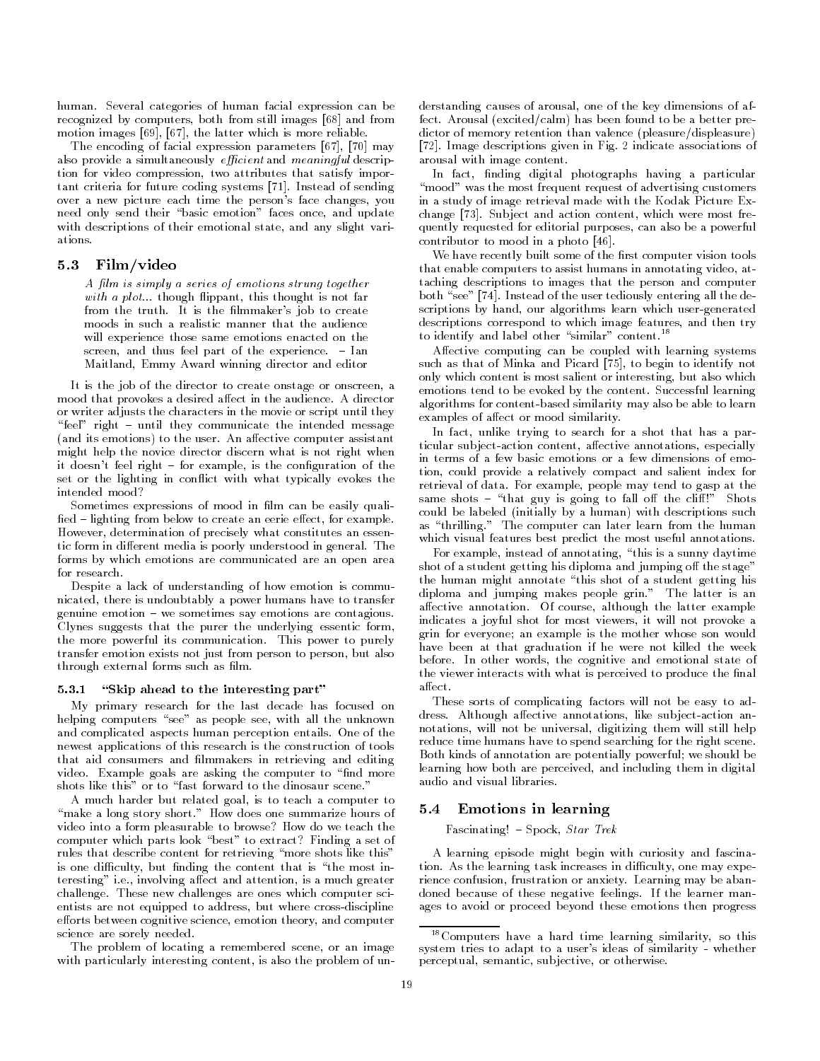human. Several categories of human facial expression can be recognized by computers, both from still images [68] and from motion images [69], [67], the latter which is more reliable.

The encoding of facial expression parameters [67], [70] may also provide a simultaneously *efficient* and *meaningful* description for video compression, two attributes that satisfy important criteria for future coding systems [71]. Instead of sending over a new picture each time the person's face changes, you need only send their "basic emotion" faces once, and update with descriptions of their emotional state, and any slight variations.

### 5.3 Film/video

> *A film is simply a series of emotions strung together with a plot... though flippant, this thought is not far from the truth. It is the filmmaker's job to create moods in such a realistic manner that the audience will experience those same emotions enacted on the screen, and thus feel part of the experience.* – Ian Maitland, Emmy Award winning director and editor

It is the job of the director to create onstage or onscreen, a mood that provokes a desired affect in the audience. A director or writer adjusts the characters in the movie or script until they "feel" right – until they communicate the intended message (and its emotions) to the user. An affective computer assistant might help the novice director discern what is not right when it doesn't feel right – for example, is the configuration of the set or the lighting in conflict with what typically evokes the intended mood?

Sometimes expressions of mood in film can be easily qualified – lighting from below to create an eerie effect, for example. However, determination of precisely what constitutes an essentic form in different media is poorly understood in general. The forms by which emotions are communicated are an open area for research.

Despite a lack of understanding of how emotion is communicated, there is undoubtably a power humans have to transfer genuine emotion – we sometimes say emotions are contagious. Clynes suggests that the purer the underlying essentic form, the more powerful its communication. This power to purely transfer emotion exists not just from person to person, but also through external forms such as film.

#### 5.3.1 "Skip ahead to the interesting part"

My primary research for the last decade has focused on helping computers "see" as people see, with all the unknown and complicated aspects human perception entails. One of the newest applications of this research is the construction of tools that aid consumers and filmmakers in retrieving and editing video. Example goals are asking the computer to "find more shots like this" or to "fast forward to the dinosaur scene."

A much harder but related goal, is to teach a computer to "make a long story short." How does one summarize hours of video into a form pleasurable to browse? How do we teach the computer which parts look "best" to extract? Finding a set of rules that describe content for retrieving "more shots like this" is one difficulty, but finding the content that is "the most interesting" i.e., involving affect and attention, is a much greater challenge. These new challenges are ones which computer scientists are not equipped to address, but where cross-discipline efforts between cognitive science, emotion theory, and computer science are sorely needed.

The problem of locating a remembered scene, or an image with particularly interesting content, is also the problem of understanding causes of arousal, one of the key dimensions of affect. Arousal (excited/calm) has been found to be a better predictor of memory retention than valence (pleasure/displeasure) [72]. Image descriptions given in Fig. 2 indicate associations of arousal with image content.

In fact, finding digital photographs having a particular "mood" was the most frequent request of advertising customers in a study of image retrieval made with the Kodak Picture Exchange [73]. Subject and action content, which were most frequently requested for editorial purposes, can also be a powerful contributor to mood in a photo [46].

We have recently built some of the first computer vision tools that enable computers to assist humans in annotating video, attaching descriptions to images that the person and computer both "see" [74]. Instead of the user tediously entering all the descriptions by hand, our algorithms learn which user-generated descriptions correspond to which image features, and then try to identify and label other "similar" content.[18]

Affective computing can be coupled with learning systems such as that of Minka and Picard [75], to begin to identify not only which content is most salient or interesting, but also which emotions tend to be evoked by the content. Successful learning algorithms for content-based similarity may also be able to learn examples of affect or mood similarity.

In fact, unlike trying to search for a shot that has a particular subject-action content, affective annotations, especially in terms of a few basic emotions or a few dimensions of emotion, could provide a relatively compact and salient index for retrieval of data. For example, people may tend to gasp at the same shots – "that guy is going to fall off the cliff!" Shots could be labeled (initially by a human) with descriptions such as "thrilling." The computer can later learn from the human which visual features best predict the most useful annotations.

For example, instead of annotating, "this is a sunny daytime shot of a student getting his diploma and jumping off the stage" the human might annotate "this shot of a student getting his diploma and jumping makes people grin." The latter is an affective annotation. Of course, although the latter example indicates a joyful shot for most viewers, it will not provoke a grin for everyone; an example is the mother whose son would have been at that graduation if he were not killed the week before. In other words, the cognitive and emotional state of the viewer interacts with what is perceived to produce the final affect.

These sorts of complicating factors will not be easy to address. Although affective annotations, like subject-action annotations, will not be universal, digitizing them will still help reduce time humans have to spend searching for the right scene. Both kinds of annotation are potentially powerful; we should be learning how both are perceived, and including them in digital audio and visual libraries.

### 5.4 Emotions in learning

> Fascinating! – Spock, *Star Trek*

A learning episode might begin with curiosity and fascination. As the learning task increases in difficulty, one may experience confusion, frustration or anxiety. Learning may be abandoned because of these negative feelings. If the learner manages to avoid or proceed beyond these emotions then progress

[18] Computers have a hard time learning similarity, so this system tries to adapt to a user's ideas of similarity - whether perceptual, semantic, subjective, or otherwise.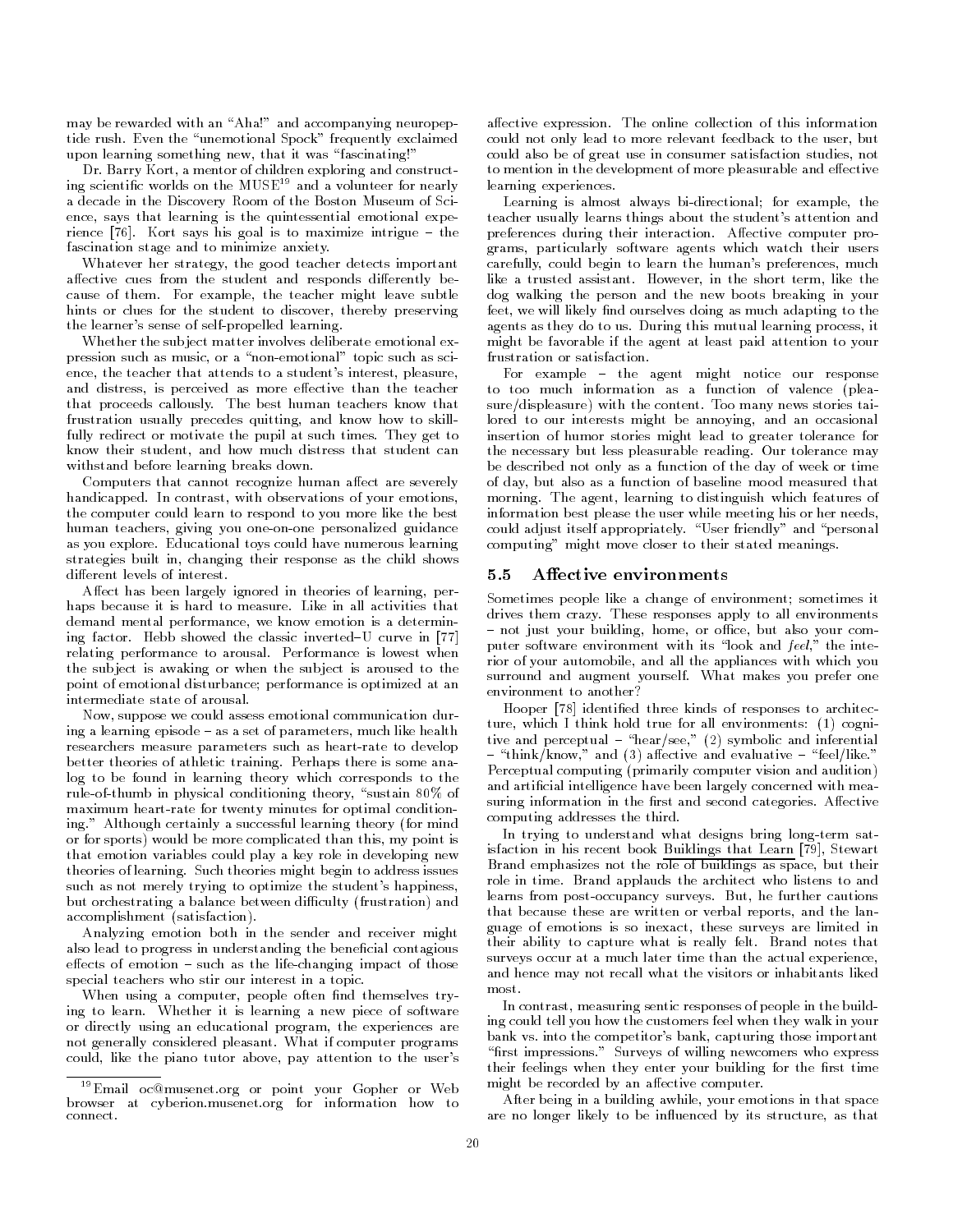may be rewarded with an "Aha!" and accompanying neuropeptide rush. Even the "unemotional Spock" frequently exclaimed upon learning something new, that it was "fascinating!"

Dr. Barry Kort, a mentor of children exploring and constructing scientific worlds on the MUSE[19] and a volunteer for nearly a decade in the Discovery Room of the Boston Museum of Science, says that learning is the quintessential emotional experience [76]. Kort says his goal is to maximize intrigue – the fascination stage and to minimize anxiety.

Whatever her strategy, the good teacher detects important affective cues from the student and responds differently because of them. For example, the teacher might leave subtle hints or clues for the student to discover, thereby preserving the learner's sense of self-propelled learning.

Whether the subject matter involves deliberate emotional expression such as music, or a "non-emotional" topic such as science, the teacher that attends to a student's interest, pleasure, and distress, is perceived as more effective than the teacher that proceeds callously. The best human teachers know that frustration usually precedes quitting, and know how to skillfully redirect or motivate the pupil at such times. They get to know their student, and how much distress that student can withstand before learning breaks down.

Computers that cannot recognize human affect are severely handicapped. In contrast, with observations of your emotions, the computer could learn to respond to you more like the best human teachers, giving you one-on-one personalized guidance as you explore. Educational toys could have numerous learning strategies built in, changing their response as the child shows different levels of interest.

Affect has been largely ignored in theories of learning, perhaps because it is hard to measure. Like in all activities that demand mental performance, we know emotion is a determining factor. Hebb showed the classic inverted–U curve in [77] relating performance to arousal. Performance is lowest when the subject is awaking or when the subject is aroused to the point of emotional disturbance; performance is optimized at an intermediate state of arousal.

Now, suppose we could assess emotional communication during a learning episode – as a set of parameters, much like health researchers measure parameters such as heart-rate to develop better theories of athletic training. Perhaps there is some analog to be found in learning theory which corresponds to the rule-of-thumb in physical conditioning theory, "sustain 80% of maximum heart-rate for twenty minutes for optimal conditioning." Although certainly a successful learning theory (for mind or for sports) would be more complicated than this, my point is that emotion variables could play a key role in developing new theories of learning. Such theories might begin to address issues such as not merely trying to optimize the student's happiness, but orchestrating a balance between difficulty (frustration) and accomplishment (satisfaction).

Analyzing emotion both in the sender and receiver might also lead to progress in understanding the beneficial contagious effects of emotion – such as the life-changing impact of those special teachers who stir our interest in a topic.

When using a computer, people often find themselves trying to learn. Whether it is learning a new piece of software or directly using an educational program, the experiences are not generally considered pleasant. What if computer programs could, like the piano tutor above, pay attention to the user's affective expression. The online collection of this information could not only lead to more relevant feedback to the user, but could also be of great use in consumer satisfaction studies, not to mention in the development of more pleasurable and effective learning experiences.

Learning is almost always bi-directional; for example, the teacher usually learns things about the student's attention and preferences during their interaction. Affective computer programs, particularly software agents which watch their users carefully, could begin to learn the human's preferences, much like a trusted assistant. However, in the short term, like the dog walking the person and the new boots breaking in your feet, we will likely find ourselves doing as much adapting to the agents as they do to us. During this mutual learning process, it might be favorable if the agent at least paid attention to your frustration or satisfaction.

For example – the agent might notice our response to too much information as a function of valence (pleasure/displeasure) with the content. Too many news stories tailored to our interests might be annoying, and an occasional insertion of humor stories might lead to greater tolerance for the necessary but less pleasurable reading. Our tolerance may be described not only as a function of the day of week or time of day, but also as a function of baseline mood measured that morning. The agent, learning to distinguish which features of information best please the user while meeting his or her needs, could adjust itself appropriately. "User friendly" and "personal computing" might move closer to their stated meanings.

## 5.5 Affective environments

Sometimes people like a change of environment; sometimes it drives them crazy. These responses apply to all environments – not just your building, home, or office, but also your computer software environment with its "look and *feel*," the interior of your automobile, and all the appliances with which you surround and augment yourself. What makes you prefer one environment to another?

Hooper [78] identified three kinds of responses to architecture, which I think hold true for all environments: (1) cognitive and perceptual – "hear/see," (2) symbolic and inferential – "think/know," and (3) affective and evaluative – "feel/like." Perceptual computing (primarily computer vision and audition) and artificial intelligence have been largely concerned with measuring information in the first and second categories. Affective computing addresses the third.

In trying to understand what designs bring long-term satisfaction in his recent book Buildings that Learn [79], Stewart Brand emphasizes not the role of buildings as space, but their role in time. Brand applauds the architect who listens to and learns from post-occupancy surveys. But, he further cautions that because these are written or verbal reports, and the language of emotions is so inexact, these surveys are limited in their ability to capture what is really felt. Brand notes that surveys occur at a much later time than the actual experience, and hence may not recall what the visitors or inhabitants liked most.

In contrast, measuring sentic responses of people in the building could tell you how the customers feel when they walk in your bank vs. into the competitor's bank, capturing those important "first impressions." Surveys of willing newcomers who express their feelings when they enter your building for the first time might be recorded by an affective computer.

After being in a building awhile, your emotions in that space are no longer likely to be influenced by its structure, as that

[19] Email oc@musenet.org or point your Gopher or Web browser at cyberion.musenet.org for information how to connect.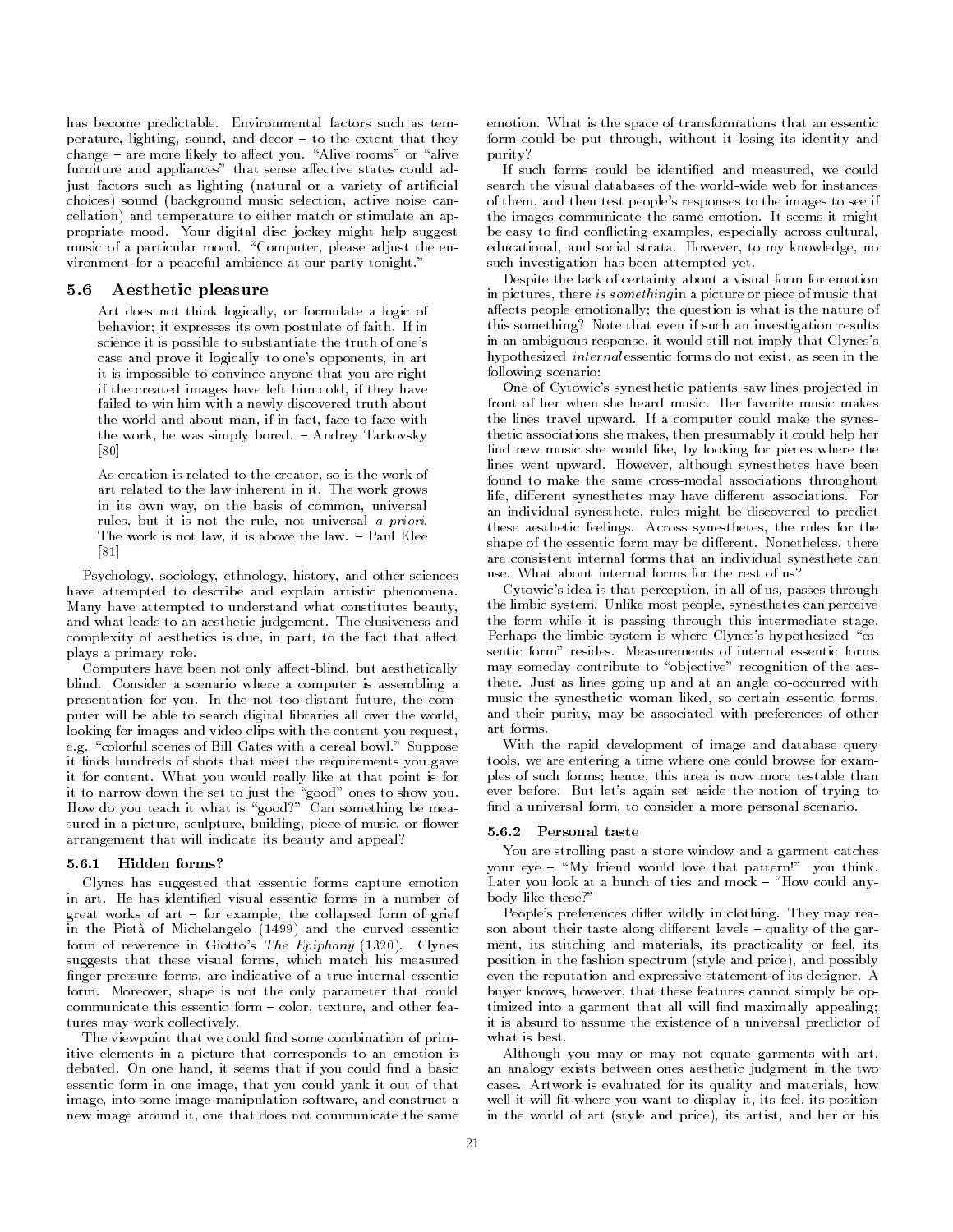has become predictable. Environmental factors such as temperature, lighting, sound, and decor – to the extent that they change – are more likely to affect you. "Alive rooms" or "alive furniture and appliances" that sense affective states could adjust factors such as lighting (natural or a variety of artificial choices) sound (background music selection, active noise cancellation) and temperature to either match or stimulate an appropriate mood. Your digital disc jockey might help suggest music of a particular mood. "Computer, please adjust the environment for a peaceful ambience at our party tonight."

## 5.6 Aesthetic pleasure

> Art does not think logically, or formulate a logic of behavior; it expresses its own postulate of faith. If in science it is possible to substantiate the truth of one's case and prove it logically to one's opponents, in art it is impossible to convince anyone that you are right if the created images have left him cold, if they have failed to win him with a newly discovered truth about the world and about man, if in fact, face to face with the work, he was simply bored. – Andrey Tarkovsky [80]

> As creation is related to the creator, so is the work of art related to the law inherent in it. The work grows in its own way, on the basis of common, universal rules, but it is not the rule, not universal *a priori*. The work is not law, it is above the law. – Paul Klee [81]

Psychology, sociology, ethnology, history, and other sciences have attempted to describe and explain artistic phenomena. Many have attempted to understand what constitutes beauty, and what leads to an aesthetic judgement. The elusiveness and complexity of aesthetics is due, in part, to the fact that affect plays a primary role.

Computers have been not only affect-blind, but aesthetically blind. Consider a scenario where a computer is assembling a presentation for you. In the not too distant future, the computer will be able to search digital libraries all over the world, looking for images and video clips with the content you request, e.g. "colorful scenes of Bill Gates with a cereal bowl." Suppose it finds hundreds of shots that meet the requirements you gave it for content. What you would really like at that point is for it to narrow down the set to just the "good" ones to show you. How do you teach it what is "good?" Can something be measured in a picture, sculpture, building, piece of music, or flower arrangement that will indicate its beauty and appeal?

### 5.6.1 Hidden forms?

Clynes has suggested that essentic forms capture emotion in art. He has identified visual essentic forms in a number of great works of art – for example, the collapsed form of grief in the Pietà of Michelangelo (1499) and the curved essentic form of reverence in Giotto's *The Epiphany* (1320). Clynes suggests that these visual forms, which match his measured finger-pressure forms, are indicative of a true internal essentic form. Moreover, shape is not the only parameter that could communicate this essentic form – color, texture, and other features may work collectively.

The viewpoint that we could find some combination of primitive elements in a picture that corresponds to an emotion is debated. On one hand, it seems that if you could find a basic essentic form in one image, that you could yank it out of that image, into some image-manipulation software, and construct a new image around it, one that does not communicate the same emotion. What is the space of transformations that an essentic form could be put through, without it losing its identity and purity?

If such forms could be identified and measured, we could search the visual databases of the world-wide web for instances of them, and then test people's responses to the images to see if the images communicate the same emotion. It seems it might be easy to find conflicting examples, especially across cultural, educational, and social strata. However, to my knowledge, no such investigation has been attempted yet.

Despite the lack of certainty about a visual form for emotion in pictures, there *is something* in a picture or piece of music that affects people emotionally; the question is what is the nature of this something? Note that even if such an investigation results in an ambiguous response, it would still not imply that Clynes's hypothesized *internal* essentic forms do not exist, as seen in the following scenario:

One of Cytowic's synesthetic patients saw lines projected in front of her when she heard music. Her favorite music makes the lines travel upward. If a computer could make the synesthetic associations she makes, then presumably it could help her find new music she would like, by looking for pieces where the lines went upward. However, although synesthetes have been found to make the same cross-modal associations throughout life, different synesthetes may have different associations. For an individual synesthete, rules might be discovered to predict these aesthetic feelings. Across synesthetes, the rules for the shape of the essentic form may be different. Nonetheless, there are consistent internal forms that an individual synesthete can use. What about internal forms for the rest of us?

Cytowic's idea is that perception, in all of us, passes through the limbic system. Unlike most people, synesthetes can perceive the form while it is passing through this intermediate stage. Perhaps the limbic system is where Clynes's hypothesized "essentic form" resides. Measurements of internal essentic forms may someday contribute to "objective" recognition of the aesthete. Just as lines going up and at an angle co-occurred with music the synesthetic woman liked, so certain essentic forms, and their purity, may be associated with preferences of other art forms.

With the rapid development of image and database query tools, we are entering a time where one could browse for examples of such forms; hence, this area is now more testable than ever before. But let's again set aside the notion of trying to find a universal form, to consider a more personal scenario.

### 5.6.2 Personal taste

You are strolling past a store window and a garment catches your eye – "My friend would love that pattern!" you think. Later you look at a bunch of ties and mock – "How could anybody like these?"

People's preferences differ wildly in clothing. They may reason about their taste along different levels – quality of the garment, its stitching and materials, its practicality or feel, its position in the fashion spectrum (style and price), and possibly even the reputation and expressive statement of its designer. A buyer knows, however, that these features cannot simply be optimized into a garment that all will find maximally appealing; it is absurd to assume the existence of a universal predictor of what is best.

Although you may or may not equate garments with art, an analogy exists between ones aesthetic judgment in the two cases. Artwork is evaluated for its quality and materials, how well it will fit where you want to display it, its feel, its position in the world of art (style and price), its artist, and her or his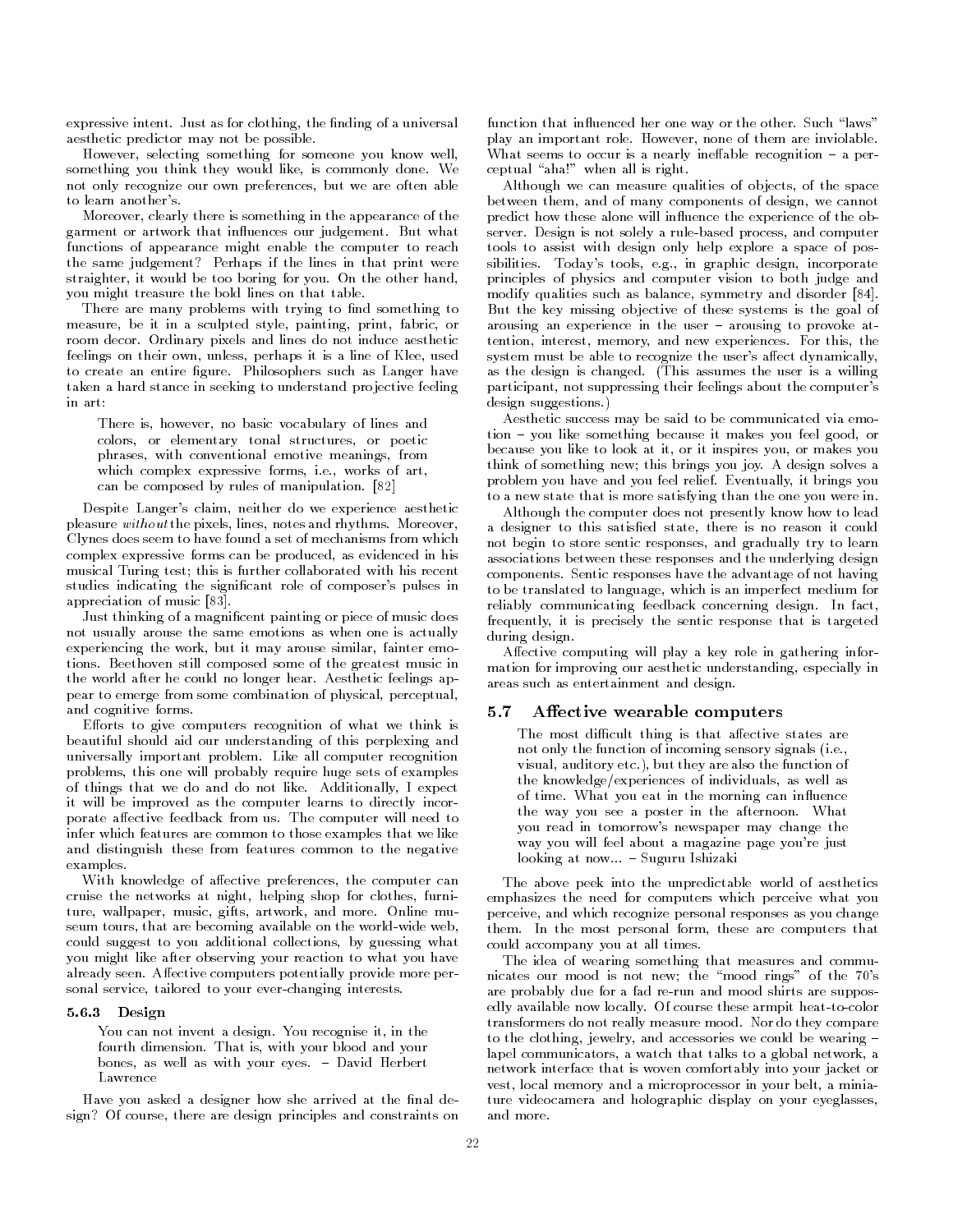expressive intent. Just as for clothing, the finding of a universal aesthetic predictor may not be possible.

However, selecting something for someone you know well, something you think they would like, is commonly done. We not only recognize our own preferences, but we are often able to learn another's.

Moreover, clearly there is something in the appearance of the garment or artwork that influences our judgement. But what functions of appearance might enable the computer to reach the same judgement? Perhaps if the lines in that print were straighter, it would be too boring for you. On the other hand, you might treasure the bold lines on that table.

There are many problems with trying to find something to measure, be it in a sculpted style, painting, print, fabric, or room decor. Ordinary pixels and lines do not induce aesthetic feelings on their own, unless, perhaps it is a line of Klee, used to create an entire figure. Philosophers such as Langer have taken a hard stance in seeking to understand projective feeling in art:

> There is, however, no basic vocabulary of lines and colors, or elementary tonal structures, or poetic phrases, with conventional emotive meanings, from which complex expressive forms, i.e., works of art, can be composed by rules of manipulation. [82]

Despite Langer's claim, neither do we experience aesthetic pleasure *without* the pixels, lines, notes and rhythms. Moreover, Clynes does seem to have found a set of mechanisms from which complex expressive forms can be produced, as evidenced in his musical Turing test; this is further collaborated with his recent studies indicating the significant role of composer's pulses in appreciation of music [83].

Just thinking of a magnificent painting or piece of music does not usually arouse the same emotions as when one is actually experiencing the work, but it may arouse similar, fainter emotions. Beethoven still composed some of the greatest music in the world after he could no longer hear. Aesthetic feelings appear to emerge from some combination of physical, perceptual, and cognitive forms.

Efforts to give computers recognition of what we think is beautiful should aid our understanding of this perplexing and universally important problem. Like all computer recognition problems, this one will probably require huge sets of examples of things that we do and do not like. Additionally, I expect it will be improved as the computer learns to directly incorporate affective feedback from us. The computer will need to infer which features are common to those examples that we like and distinguish these from features common to the negative examples.

With knowledge of affective preferences, the computer can cruise the networks at night, helping shop for clothes, furniture, wallpaper, music, gifts, artwork, and more. Online museum tours, that are becoming available on the world-wide web, could suggest to you additional collections, by guessing what you might like after observing your reaction to what you have already seen. Affective computers potentially provide more personal service, tailored to your ever-changing interests.

#### 5.6.3 Design

> You can not invent a design. You recognise it, in the fourth dimension. That is, with your blood and your bones, as well as with your eyes. – David Herbert Lawrence

Have you asked a designer how she arrived at the final design? Of course, there are design principles and constraints on function that influenced her one way or the other. Such "laws" play an important role. However, none of them are inviolable. What seems to occur is a nearly ineffable recognition – a perceptual "aha!" when all is right.

Although we can measure qualities of objects, of the space between them, and of many components of design, we cannot predict how these alone will influence the experience of the observer. Design is not solely a rule-based process, and computer tools to assist with design only help explore a space of possibilities. Today's tools, e.g., in graphic design, incorporate principles of physics and computer vision to both judge and modify qualities such as balance, symmetry and disorder [84]. But the key missing objective of these systems is the goal of arousing an experience in the user – arousing to provoke attention, interest, memory, and new experiences. For this, the system must be able to recognize the user's affect dynamically, as the design is changed. (This assumes the user is a willing participant, not suppressing their feelings about the computer's design suggestions.)

Aesthetic success may be said to be communicated via emotion – you like something because it makes you feel good, or because you like to look at it, or it inspires you, or makes you think of something new; this brings you joy. A design solves a problem you have and you feel relief. Eventually, it brings you to a new state that is more satisfying than the one you were in.

Although the computer does not presently know how to lead a designer to this satisfied state, there is no reason it could not begin to store sentic responses, and gradually try to learn associations between these responses and the underlying design components. Sentic responses have the advantage of not having to be translated to language, which is an imperfect medium for reliably communicating feedback concerning design. In fact, frequently, it is precisely the sentic response that is targeted during design.

Affective computing will play a key role in gathering information for improving our aesthetic understanding, especially in areas such as entertainment and design.

### 5.7 Affective wearable computers

> The most difficult thing is that affective states are not only the function of incoming sensory signals (i.e., visual, auditory etc.), but they are also the function of the knowledge/experiences of individuals, as well as of time. What you eat in the morning can influence the way you see a poster in the afternoon. What you read in tomorrow's newspaper may change the way you will feel about a magazine page you're just looking at now... – Suguru Ishizaki

The above peek into the unpredictable world of aesthetics emphasizes the need for computers which perceive what you perceive, and which recognize personal responses as you change them. In the most personal form, these are computers that could accompany you at all times.

The idea of wearing something that measures and communicates our mood is not new; the "mood rings" of the 70's are probably due for a fad re-run and mood shirts are supposedly available now locally. Of course these armpit heat-to-color transformers do not really measure mood. Nor do they compare to the clothing, jewelry, and accessories we could be wearing – lapel communicators, a watch that talks to a global network, a network interface that is woven comfortably into your jacket or vest, local memory and a microprocessor in your belt, a miniature videocamera and holographic display on your eyeglasses, and more.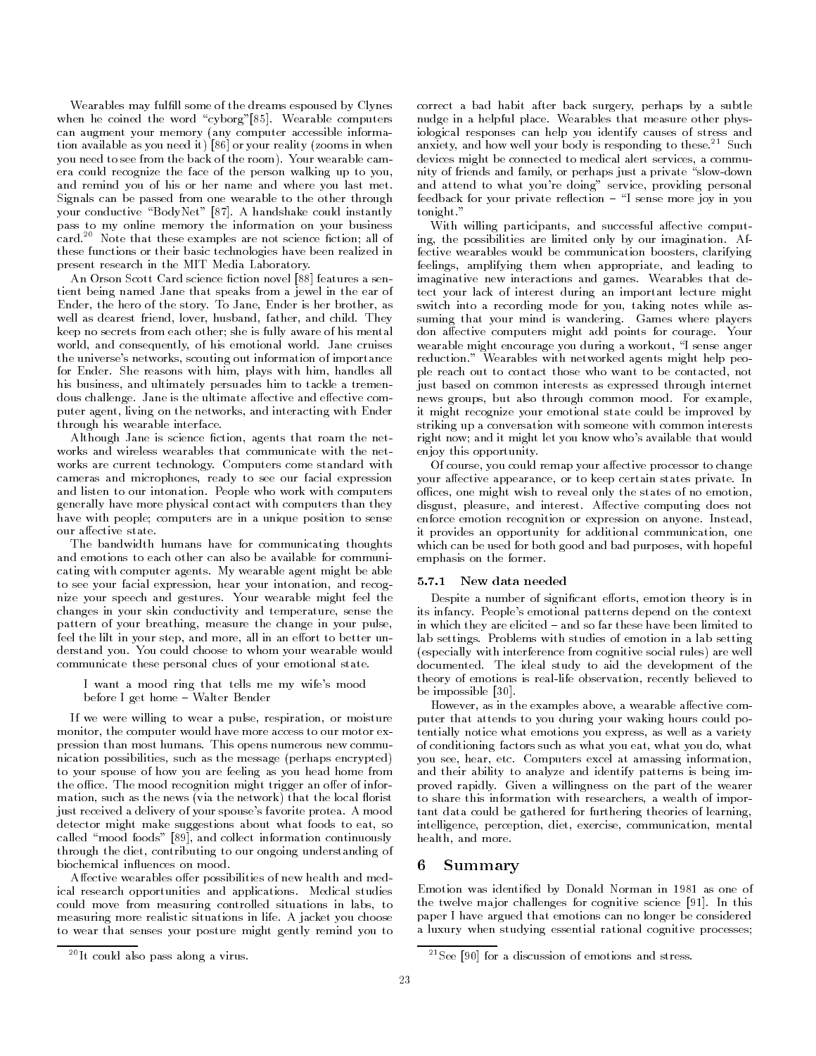Wearables may fulfill some of the dreams espoused by Clynes when he coined the word "cyborg"[85]. Wearable computers can augment your memory (any computer accessible information available as you need it) [86] or your reality (zooms in when you need to see from the back of the room). Your wearable camera could recognize the face of the person walking up to you, and remind you of his or her name and where you last met. Signals can be passed from one wearable to the other through your conductive "BodyNet" [87]. A handshake could instantly pass to my online memory the information on your business card.[20] Note that these examples are not science fiction; all of these functions or their basic technologies have been realized in present research in the MIT Media Laboratory.

An Orson Scott Card science fiction novel [88] features a sentient being named Jane that speaks from a jewel in the ear of Ender, the hero of the story. To Jane, Ender is her brother, as well as dearest friend, lover, husband, father, and child. They keep no secrets from each other; she is fully aware of his mental world, and consequently, of his emotional world. Jane cruises the universe's networks, scouting out information of importance for Ender. She reasons with him, plays with him, handles all his business, and ultimately persuades him to tackle a tremendous challenge. Jane is the ultimate affective and effective computer agent, living on the networks, and interacting with Ender through his wearable interface.

Although Jane is science fiction, agents that roam the networks and wireless wearables that communicate with the networks are current technology. Computers come standard with cameras and microphones, ready to see our facial expression and listen to our intonation. People who work with computers generally have more physical contact with computers than they have with people; computers are in a unique position to sense our affective state.

The bandwidth humans have for communicating thoughts and emotions to each other can also be available for communicating with computer agents. My wearable agent might be able to see your facial expression, hear your intonation, and recognize your speech and gestures. Your wearable might feel the changes in your skin conductivity and temperature, sense the pattern of your breathing, measure the change in your pulse, feel the lilt in your step, and more, all in an effort to better understand you. You could choose to whom your wearable would communicate these personal clues of your emotional state.

> I want a mood ring that tells me my wife's mood before I get home – Walter Bender

If we were willing to wear a pulse, respiration, or moisture monitor, the computer would have more access to our motor expression than most humans. This opens numerous new communication possibilities, such as the message (perhaps encrypted) to your spouse of how you are feeling as you head home from the office. The mood recognition might trigger an offer of information, such as the news (via the network) that the local florist just received a delivery of your spouse's favorite protea. A mood detector might make suggestions about what foods to eat, so called "mood foods" [89], and collect information continuously through the diet, contributing to our ongoing understanding of biochemical influences on mood.

Affective wearables offer possibilities of new health and medical research opportunities and applications. Medical studies could move from measuring controlled situations in labs, to measuring more realistic situations in life. A jacket you choose to wear that senses your posture might gently remind you to correct a bad habit after back surgery, perhaps by a subtle nudge in a helpful place. Wearables that measure other physiological responses can help you identify causes of stress and anxiety, and how well your body is responding to these.[21] Such devices might be connected to medical alert services, a community of friends and family, or perhaps just a private "slow-down and attend to what you're doing" service, providing personal feedback for your private reflection – "I sense more joy in you tonight."

With willing participants, and successful affective computing, the possibilities are limited only by our imagination. Affective wearables would be communication boosters, clarifying feelings, amplifying them when appropriate, and leading to imaginative new interactions and games. Wearables that detect your lack of interest during an important lecture might switch into a recording mode for you, taking notes while assuming that your mind is wandering. Games where players don affective computers might add points for courage. Your wearable might encourage you during a workout, "I sense anger reduction." Wearables with networked agents might help people reach out to contact those who want to be contacted, not just based on common interests as expressed through internet news groups, but also through common mood. For example, it might recognize your emotional state could be improved by striking up a conversation with someone with common interests right now; and it might let you know who's available that would enjoy this opportunity.

Of course, you could remap your affective processor to change your affective appearance, or to keep certain states private. In offices, one might wish to reveal only the states of no emotion, disgust, pleasure, and interest. Affective computing does not enforce emotion recognition or expression on anyone. Instead, it provides an opportunity for additional communication, one which can be used for both good and bad purposes, with hopeful emphasis on the former.

### 5.7.1 New data needed

Despite a number of significant efforts, emotion theory is in its infancy. People's emotional patterns depend on the context in which they are elicited – and so far these have been limited to lab settings. Problems with studies of emotion in a lab setting (especially with interference from cognitive social rules) are well documented. The ideal study to aid the development of the theory of emotions is real-life observation, recently believed to be impossible [30].

However, as in the examples above, a wearable affective computer that attends to you during your waking hours could potentially notice what emotions you express, as well as a variety of conditioning factors such as what you eat, what you do, what you see, hear, etc. Computers excel at amassing information, and their ability to analyze and identify patterns is being improved rapidly. Given a willingness on the part of the wearer to share this information with researchers, a wealth of important data could be gathered for furthering theories of learning, intelligence, perception, diet, exercise, communication, mental health, and more.

## 6 Summary

Emotion was identified by Donald Norman in 1981 as one of the twelve major challenges for cognitive science [91]. In this paper I have argued that emotions can no longer be considered a luxury when studying essential rational cognitive processes;

---

[20] It could also pass along a virus.

[21] See [90] for a discussion of emotions and stress.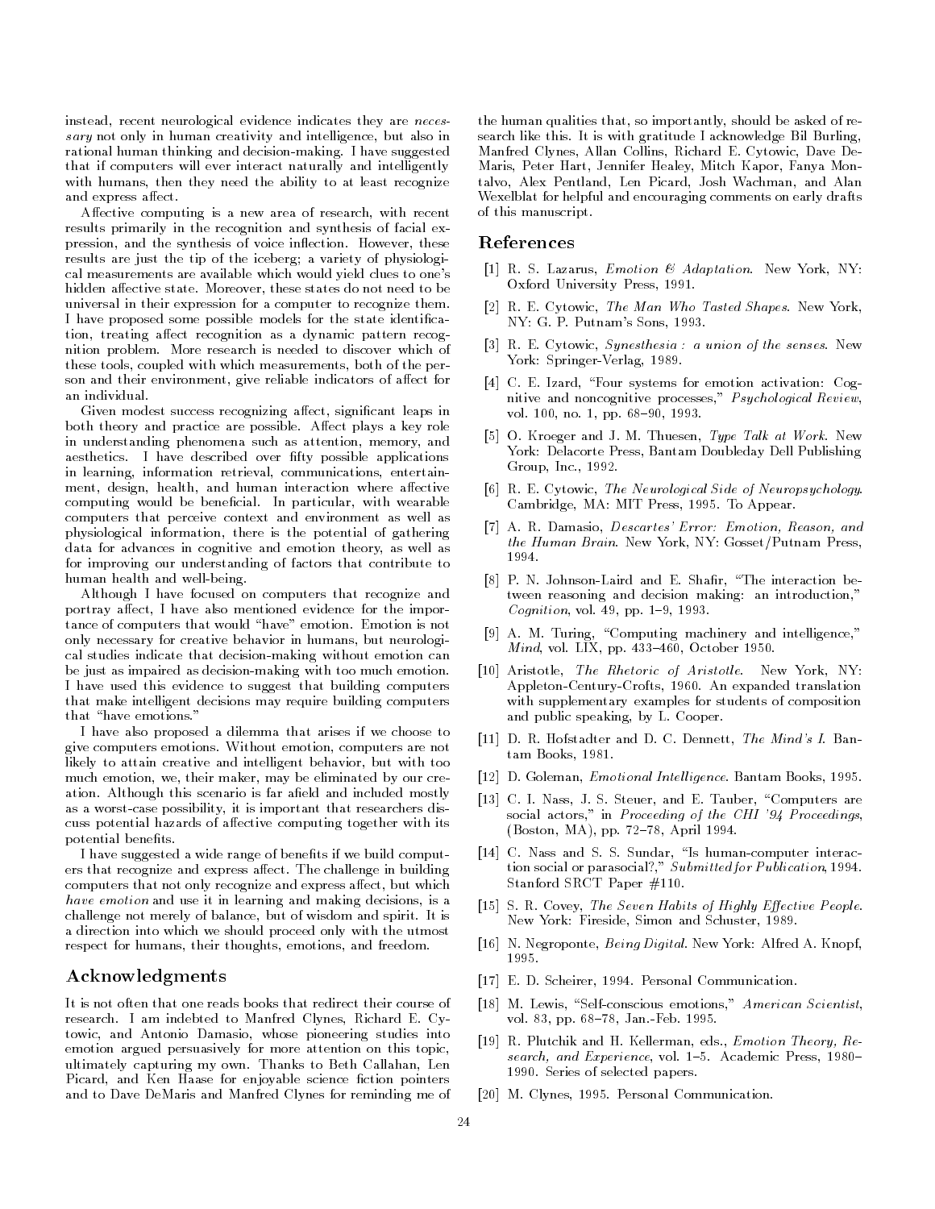instead, recent neurological evidence indicates they are *necessary* not only in human creativity and intelligence, but also in rational human thinking and decision-making. I have suggested that if computers will ever interact naturally and intelligently with humans, then they need the ability to at least recognize and express affect.

Affective computing is a new area of research, with recent results primarily in the recognition and synthesis of facial expression, and the synthesis of voice inflection. However, these results are just the tip of the iceberg; a variety of physiological measurements are available which would yield clues to one's hidden affective state. Moreover, these states do not need to be universal in their expression for a computer to recognize them. I have proposed some possible models for the state identification, treating affect recognition as a dynamic pattern recognition problem. More research is needed to discover which of these tools, coupled with which measurements, both of the person and their environment, give reliable indicators of affect for an individual.

Given modest success recognizing affect, significant leaps in both theory and practice are possible. Affect plays a key role in understanding phenomena such as attention, memory, and aesthetics. I have described over fifty possible applications in learning, information retrieval, communications, entertainment, design, health, and human interaction where affective computing would be beneficial. In particular, with wearable computers that perceive context and environment as well as physiological information, there is the potential of gathering data for advances in cognitive and emotion theory, as well as for improving our understanding of factors that contribute to human health and well-being.

Although I have focused on computers that recognize and portray affect, I have also mentioned evidence for the importance of computers that would "have" emotion. Emotion is not only necessary for creative behavior in humans, but neurological studies indicate that decision-making without emotion can be just as impaired as decision-making with too much emotion. I have used this evidence to suggest that building computers that make intelligent decisions may require building computers that "have emotions."

I have also proposed a dilemma that arises if we choose to give computers emotions. Without emotion, computers are not likely to attain creative and intelligent behavior, but with too much emotion, we, their maker, may be eliminated by our creation. Although this scenario is far afield and included mostly as a worst-case possibility, it is important that researchers discuss potential hazards of affective computing together with its potential benefits.

I have suggested a wide range of benefits if we build computers that recognize and express affect. The challenge in building computers that not only recognize and express affect, but which *have emotion* and use it in learning and making decisions, is a challenge not merely of balance, but of wisdom and spirit. It is a direction into which we should proceed only with the utmost respect for humans, their thoughts, emotions, and freedom.

## Acknowledgments

It is not often that one reads books that redirect their course of research. I am indebted to Manfred Clynes, Richard E. Cytowic, and Antonio Damasio, whose pioneering studies into emotion argued persuasively for more attention on this topic, ultimately capturing my own. Thanks to Beth Callahan, Len Picard, and Ken Haase for enjoyable science fiction pointers and to Dave DeMaris and Manfred Clynes for reminding me of the human qualities that, so importantly, should be asked of research like this. It is with gratitude I acknowledge Bil Burling, Manfred Clynes, Allan Collins, Richard E. Cytowic, Dave DeMaris, Peter Hart, Jennifer Healey, Mitch Kapor, Fanya Montalvo, Alex Pentland, Len Picard, Josh Wachman, and Alan Wexelblat for helpful and encouraging comments on early drafts of this manuscript.

## References

[1] R. S. Lazarus, *Emotion & Adaptation*. New York, NY: Oxford University Press, 1991.

[2] R. E. Cytowic, *The Man Who Tasted Shapes*. New York, NY: G. P. Putnam's Sons, 1993.

[3] R. E. Cytowic, *Synesthesia : a union of the senses*. New York: Springer-Verlag, 1989.

[4] C. E. Izard, "Four systems for emotion activation: Cognitive and noncognitive processes," *Psychological Review*, vol. 100, no. 1, pp. 68–90, 1993.

[5] O. Kroeger and J. M. Thuesen, *Type Talk at Work*. New York: Delacorte Press, Bantam Doubleday Dell Publishing Group, Inc., 1992.

[6] R. E. Cytowic, *The Neurological Side of Neuropsychology*. Cambridge, MA: MIT Press, 1995. To Appear.

[7] A. R. Damasio, *Descartes' Error: Emotion, Reason, and the Human Brain*. New York, NY: Gosset/Putnam Press, 1994.

[8] P. N. Johnson-Laird and E. Shafir, "The interaction between reasoning and decision making: an introduction," *Cognition*, vol. 49, pp. 1–9, 1993.

[9] A. M. Turing, "Computing machinery and intelligence," *Mind*, vol. LIX, pp. 433–460, October 1950.

[10] Aristotle, *The Rhetoric of Aristotle*. New York, NY: Appleton-Century-Crofts, 1960. An expanded translation with supplementary examples for students of composition and public speaking, by L. Cooper.

[11] D. R. Hofstadter and D. C. Dennett, *The Mind's I*. Bantam Books, 1981.

[12] D. Goleman, *Emotional Intelligence*. Bantam Books, 1995.

[13] C. I. Nass, J. S. Steuer, and E. Tauber, "Computers are social actors," in *Proceeding of the CHI '94 Proceedings*, (Boston, MA), pp. 72–78, April 1994.

[14] C. Nass and S. S. Sundar, "Is human-computer interaction social or parasocial?," *Submitted for Publication*, 1994. Stanford SRCT Paper #110.

[15] S. R. Covey, *The Seven Habits of Highly Effective People*. New York: Fireside, Simon and Schuster, 1989.

[16] N. Negroponte, *Being Digital*. New York: Alfred A. Knopf, 1995.

[17] E. D. Scheirer, 1994. Personal Communication.

[18] M. Lewis, "Self-conscious emotions," *American Scientist*, vol. 83, pp. 68–78, Jan.-Feb. 1995.

[19] R. Plutchik and H. Kellerman, eds., *Emotion Theory, Research, and Experience*, vol. 1–5. Academic Press, 1980–1990. Series of selected papers.

[20] M. Clynes, 1995. Personal Communication.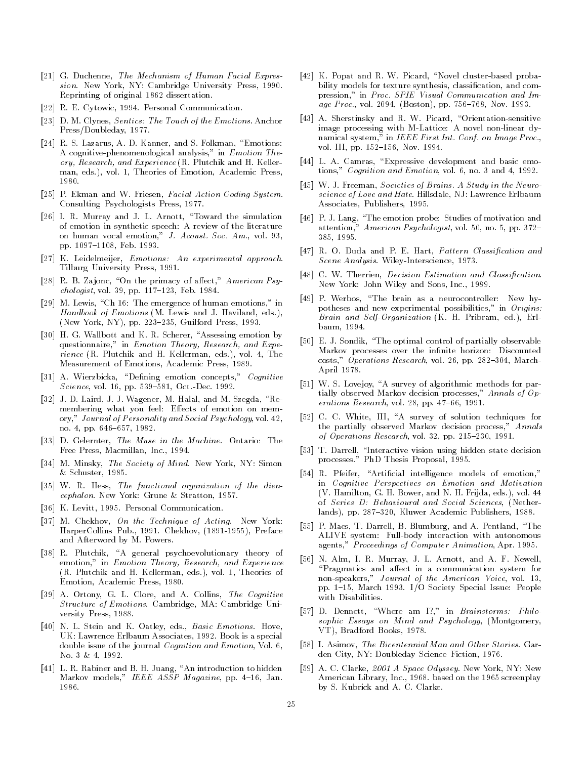[21] G. Duchenne, *The Mechanism of Human Facial Expression*. New York, NY: Cambridge University Press, 1990. Reprinting of original 1862 dissertation.

[22] R. E. Cytowic, 1994. Personal Communication.

[23] D. M. Clynes, *Sentics: The Touch of the Emotions*. Anchor Press/Doubleday, 1977.

[24] R. S. Lazarus, A. D. Kanner, and S. Folkman, "Emotions: A cognitive-phenomenological analysis," in *Emotion Theory, Research, and Experience* (R. Plutchik and H. Kellerman, eds.), vol. 1, Theories of Emotion, Academic Press, 1980.

[25] P. Ekman and W. Friesen, *Facial Action Coding System*. Consulting Psychologists Press, 1977.

[26] I. R. Murray and J. L. Arnott, "Toward the simulation of emotion in synthetic speech: A review of the literature on human vocal emotion," *J. Acoust. Soc. Am.*, vol. 93, pp. 1097–1108, Feb. 1993.

[27] K. Leidelmeijer, *Emotions: An experimental approach*. Tilburg University Press, 1991.

[28] R. B. Zajonc, "On the primacy of affect," *American Psychologist*, vol. 39, pp. 117–123, Feb. 1984.

[29] M. Lewis, "Ch 16: The emergence of human emotions," in *Handbook of Emotions* (M. Lewis and J. Haviland, eds.), (New York, NY), pp. 223–235, Guilford Press, 1993.

[30] H. G. Wallbott and K. R. Scherer, "Assessing emotion by questionnaire," in *Emotion Theory, Research, and Experience* (R. Plutchik and H. Kellerman, eds.), vol. 4, The Measurement of Emotions, Academic Press, 1989.

[31] A. Wierzbicka, "Defining emotion concepts," *Cognitive Science*, vol. 16, pp. 539–581, Oct.-Dec. 1992.

[32] J. D. Laird, J. J. Wagener, M. Halal, and M. Szegda, "Remembering what you feel: Effects of emotion on memory," *Journal of Personality and Social Psychology*, vol. 42, no. 4, pp. 646–657, 1982.

[33] D. Gelernter, *The Muse in the Machine*. Ontario: The Free Press, Macmillan, Inc., 1994.

[34] M. Minsky, *The Society of Mind*. New York, NY: Simon & Schuster, 1985.

[35] W. R. Hess, *The functional organization of the diencephalon*. New York: Grune & Stratton, 1957.

[36] K. Levitt, 1995. Personal Communication.

[37] M. Chekhov, *On the Technique of Acting*. New York: HarperCollins Pub., 1991. Chekhov, (1891-1955), Preface and Afterword by M. Powers.

[38] R. Plutchik, "A general psychoevolutionary theory of emotion," in *Emotion Theory, Research, and Experience* (R. Plutchik and H. Kellerman, eds.), vol. 1, Theories of Emotion, Academic Press, 1980.

[39] A. Ortony, G. L. Clore, and A. Collins, *The Cognitive Structure of Emotions*. Cambridge, MA: Cambridge University Press, 1988.

[40] N. L. Stein and K. Oatley, eds., *Basic Emotions*. Hove, UK: Lawrence Erlbaum Associates, 1992. Book is a special double issue of the journal *Cognition and Emotion*, Vol. 6, No. 3 & 4, 1992.

[41] L. R. Rabiner and B. H. Juang, "An introduction to hidden Markov models," *IEEE ASSP Magazine*, pp. 4–16, Jan. 1986.

[42] K. Popat and R. W. Picard, "Novel cluster-based probability models for texture synthesis, classification, and compression," in *Proc. SPIE Visual Communication and Image Proc.*, vol. 2094, (Boston), pp. 756–768, Nov. 1993.

[43] A. Sherstinsky and R. W. Picard, "Orientation-sensitive image processing with M-Lattice: A novel non-linear dynamical system," in *IEEE First Int. Conf. on Image Proc.*, vol. III, pp. 152–156, Nov. 1994.

[44] L. A. Camras, "Expressive development and basic emotions," *Cognition and Emotion*, vol. 6, no. 3 and 4, 1992.

[45] W. J. Freeman, *Societies of Brains. A Study in the Neuroscience of Love and Hate*. Hillsdale, NJ: Lawrence Erlbaum Associates, Publishers, 1995.

[46] P. J. Lang, "The emotion probe: Studies of motivation and attention," *American Psychologist*, vol. 50, no. 5, pp. 372–385, 1995.

[47] R. O. Duda and P. E. Hart, *Pattern Classification and Scene Analysis*. Wiley-Interscience, 1973.

[48] C. W. Therrien, *Decision Estimation and Classification*. New York: John Wiley and Sons, Inc., 1989.

[49] P. Werbos, "The brain as a neurocontroller: New hypotheses and new experimental possibilities," in *Origins: Brain and Self-Organization* (K. H. Pribram, ed.), Erlbaum, 1994.

[50] E. J. Sondik, "The optimal control of partially observable Markov processes over the infinite horizon: Discounted costs," *Operations Research*, vol. 26, pp. 282–304, March-April 1978.

[51] W. S. Lovejoy, "A survey of algorithmic methods for partially observed Markov decision processes," *Annals of Operations Research*, vol. 28, pp. 47–66, 1991.

[52] C. C. White, III, "A survey of solution techniques for the partially observed Markov decision process," *Annals of Operations Research*, vol. 32, pp. 215–230, 1991.

[53] T. Darrell, "Interactive vision using hidden state decision processes." PhD Thesis Proposal, 1995.

[54] R. Pfeifer, "Artificial intelligence models of emotion," in *Cognitive Perspectives on Emotion and Motivation* (V. Hamilton, G. H. Bower, and N. H. Frijda, eds.), vol. 44 of *Series D: Behavioural and Social Sciences*, (Netherlands), pp. 287–320, Kluwer Academic Publishers, 1988.

[55] P. Maes, T. Darrell, B. Blumburg, and A. Pentland, "The ALIVE system: Full-body interaction with autonomous agents," *Proceedings of Computer Animation*, Apr. 1995.

[56] N. Alm, I. R. Murray, J. L. Arnott, and A. F. Newell, "Pragmatics and affect in a communication system for non-speakers," *Journal of the American Voice*, vol. 13, pp. 1–15, March 1993. I/O Society Special Issue: People with Disabilities.

[57] D. Dennett, "Where am I?," in *Brainstorms: Philosophic Essays on Mind and Psychology*, (Montgomery, VT), Bradford Books, 1978.

[58] I. Asimov, *The Bicentennial Man and Other Stories*. Garden City, NY: Doubleday Science Fiction, 1976.

[59] A. C. Clarke, *2001 A Space Odyssey*. New York, NY: New American Library, Inc., 1968. based on the 1965 screenplay by S. Kubrick and A. C. Clarke.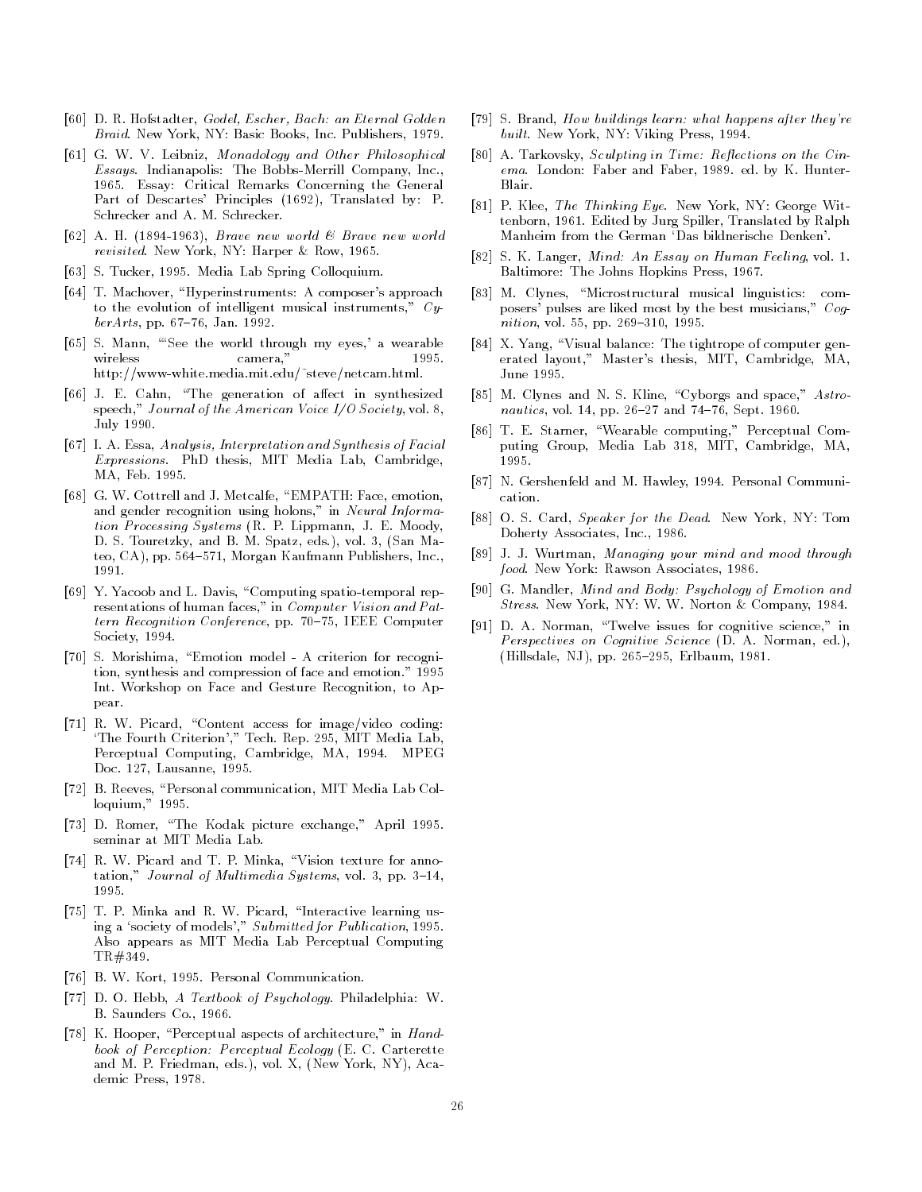[60] D. R. Hofstadter, *Godel, Escher, Bach: an Eternal Golden Braid*. New York, NY: Basic Books, Inc. Publishers, 1979.

[61] G. W. V. Leibniz, *Monadology and Other Philosophical Essays*. Indianapolis: The Bobbs-Merrill Company, Inc., 1965. Essay: Critical Remarks Concerning the General Part of Descartes' Principles (1692), Translated by: P. Schrecker and A. M. Schrecker.

[62] A. H. (1894-1963), *Brave new world & Brave new world revisited*. New York, NY: Harper & Row, 1965.

[63] S. Tucker, 1995. Media Lab Spring Colloquium.

[64] T. Machover, "Hyperinstruments: A composer's approach to the evolution of intelligent musical instruments," *CyberArts*, pp. 67–76, Jan. 1992.

[65] S. Mann, "'See the world through my eyes,' a wearable wireless camera," 1995. http://www-white.media.mit.edu/~steve/netcam.html.

[66] J. E. Cahn, "The generation of affect in synthesized speech," *Journal of the American Voice I/O Society*, vol. 8, July 1990.

[67] I. A. Essa, *Analysis, Interpretation and Synthesis of Facial Expressions*. PhD thesis, MIT Media Lab, Cambridge, MA, Feb. 1995.

[68] G. W. Cottrell and J. Metcalfe, "EMPATH: Face, emotion, and gender recognition using holons," in *Neural Information Processing Systems* (R. P. Lippmann, J. E. Moody, D. S. Touretzky, and B. M. Spatz, eds.), vol. 3, (San Mateo, CA), pp. 564–571, Morgan Kaufmann Publishers, Inc., 1991.

[69] Y. Yacoob and L. Davis, "Computing spatio-temporal representations of human faces," in *Computer Vision and Pattern Recognition Conference*, pp. 70–75, IEEE Computer Society, 1994.

[70] S. Morishima, "Emotion model - A criterion for recognition, synthesis and compression of face and emotion." 1995 Int. Workshop on Face and Gesture Recognition, to Appear.

[71] R. W. Picard, "Content access for image/video coding: 'The Fourth Criterion'," Tech. Rep. 295, MIT Media Lab, Perceptual Computing, Cambridge, MA, 1994. MPEG Doc. 127, Lausanne, 1995.

[72] B. Reeves, "Personal communication, MIT Media Lab Colloquium," 1995.

[73] D. Romer, "The Kodak picture exchange," April 1995. seminar at MIT Media Lab.

[74] R. W. Picard and T. P. Minka, "Vision texture for annotation," *Journal of Multimedia Systems*, vol. 3, pp. 3–14, 1995.

[75] T. P. Minka and R. W. Picard, "Interactive learning using a 'society of models'," *Submitted for Publication*, 1995. Also appears as MIT Media Lab Perceptual Computing TR#349.

[76] B. W. Kort, 1995. Personal Communication.

[77] D. O. Hebb, *A Textbook of Psychology*. Philadelphia: W. B. Saunders Co., 1966.

[78] K. Hooper, "Perceptual aspects of architecture," in *Handbook of Perception: Perceptual Ecology* (E. C. Carterette and M. P. Friedman, eds.), vol. X, (New York, NY), Academic Press, 1978.

[79] S. Brand, *How buildings learn: what happens after they're built*. New York, NY: Viking Press, 1994.

[80] A. Tarkovsky, *Sculpting in Time: Reflections on the Cinema*. London: Faber and Faber, 1989. ed. by K. Hunter-Blair.

[81] P. Klee, *The Thinking Eye*. New York, NY: George Wittenborn, 1961. Edited by Jurg Spiller, Translated by Ralph Manheim from the German 'Das bildnerische Denken'.

[82] S. K. Langer, *Mind: An Essay on Human Feeling*, vol. 1. Baltimore: The Johns Hopkins Press, 1967.

[83] M. Clynes, "Microstructural musical linguistics: composers' pulses are liked most by the best musicians," *Cognition*, vol. 55, pp. 269–310, 1995.

[84] X. Yang, "Visual balance: The tightrope of computer generated layout," Master's thesis, MIT, Cambridge, MA, June 1995.

[85] M. Clynes and N. S. Kline, "Cyborgs and space," *Astronautics*, vol. 14, pp. 26–27 and 74–76, Sept. 1960.

[86] T. E. Starner, "Wearable computing," Perceptual Computing Group, Media Lab 318, MIT, Cambridge, MA, 1995.

[87] N. Gershenfeld and M. Hawley, 1994. Personal Communication.

[88] O. S. Card, *Speaker for the Dead*. New York, NY: Tom Doherty Associates, Inc., 1986.

[89] J. J. Wurtman, *Managing your mind and mood through food*. New York: Rawson Associates, 1986.

[90] G. Mandler, *Mind and Body: Psychology of Emotion and Stress*. New York, NY: W. W. Norton & Company, 1984.

[91] D. A. Norman, "Twelve issues for cognitive science," in *Perspectives on Cognitive Science* (D. A. Norman, ed.), (Hillsdale, NJ), pp. 265–295, Erlbaum, 1981.